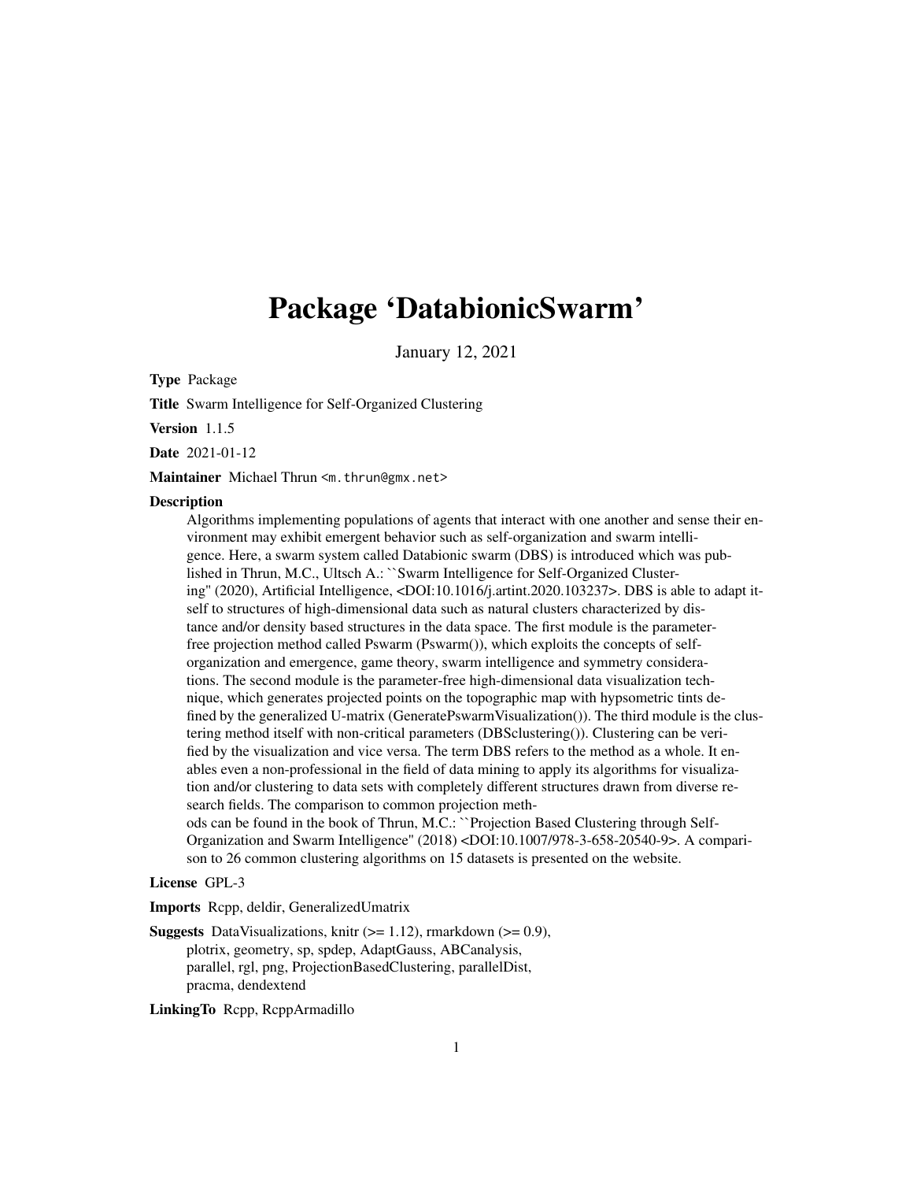# Package 'DatabionicSwarm'

January 12, 2021

**Type** Package

**Title** Swarm Intelligence for Self-Organized Clustering

**Version** 1.1.5

**Date** 2021-01-12

**Maintainer** Michael Thrun <m.thrun@gmx.net>

**Description**

Algorithms implementing populations of agents that interact with one another and sense their environment may exhibit emergent behavior such as self-organization and swarm intelligence. Here, a swarm system called Databionic swarm (DBS) is introduced which was published in Thrun, M.C., Ultsch A.: ``Swarm Intelligence for Self-Organized Clustering'' (2020), Artificial Intelligence, <DOI:10.1016/j.artint.2020.103237>. DBS is able to adapt itself to structures of high-dimensional data such as natural clusters characterized by distance and/or density based structures in the data space. The first module is the parameter-free projection method called Pswarm (Pswarm()), which exploits the concepts of self-organization and emergence, game theory, swarm intelligence and symmetry considerations. The second module is the parameter-free high-dimensional data visualization technique, which generates projected points on the topographic map with hypsometric tints defined by the generalized U-matrix (GeneratePswarmVisualization()). The third module is the clustering method itself with non-critical parameters (DBSclustering()). Clustering can be verified by the visualization and vice versa. The term DBS refers to the method as a whole. It enables even a non-professional in the field of data mining to apply its algorithms for visualization and/or clustering to data sets with completely different structures drawn from diverse research fields. The comparison to common projection methods can be found in the book of Thrun, M.C.: ``Projection Based Clustering through Self-Organization and Swarm Intelligence'' (2018) <DOI:10.1007/978-3-658-20540-9>. A comparison to 26 common clustering algorithms on 15 datasets is presented on the website.

**License** GPL-3

**Imports** Rcpp, deldir, GeneralizedUmatrix

**Suggests** DataVisualizations, knitr (>= 1.12), rmarkdown (>= 0.9), plotrix, geometry, sp, spdep, AdaptGauss, ABCanalysis, parallel, rgl, png, ProjectionBasedClustering, parallelDist, pracma, dendextend

**LinkingTo** Rcpp, RcppArmadillo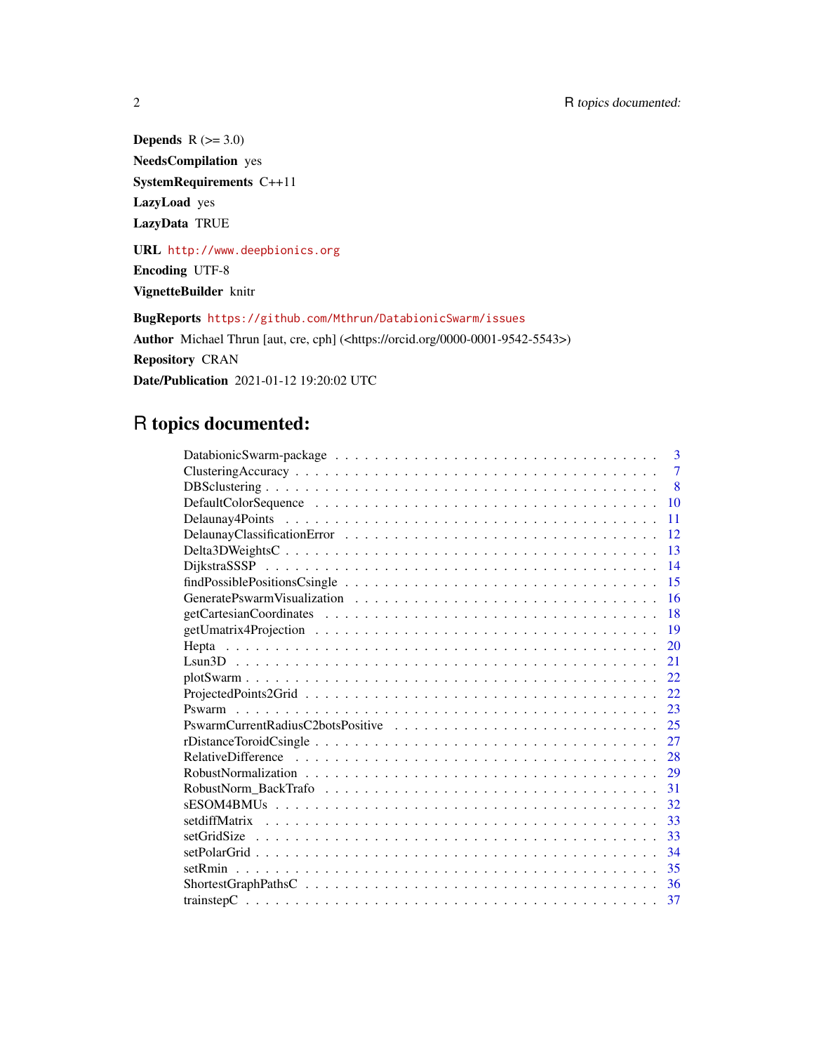**Depends** R (>= 3.0)

**NeedsCompilation** yes

**SystemRequirements** C++11

**LazyLoad** yes

**LazyData** TRUE

**URL** http://www.deepbionics.org

**Encoding** UTF-8

**VignetteBuilder** knitr

**BugReports** https://github.com/Mthrun/DatabionicSwarm/issues

**Author** Michael Thrun [aut, cre, cph] (<https://orcid.org/0000-0001-9542-5543>)

**Repository** CRAN

**Date/Publication** 2021-01-12 19:20:02 UTC

# R topics documented:

- DatabionicSwarm-package . . . . . . . . . . . . . . . . . . . . . . . . . . . . . . . . 3
- ClusteringAccuracy . . . . . . . . . . . . . . . . . . . . . . . . . . . . . . . . . . . . 7
- DBSclustering . . . . . . . . . . . . . . . . . . . . . . . . . . . . . . . . . . . . . . . 8
- DefaultColorSequence . . . . . . . . . . . . . . . . . . . . . . . . . . . . . . . . . . 10
- Delaunay4Points . . . . . . . . . . . . . . . . . . . . . . . . . . . . . . . . . . . . . 11
- DelaunayClassificationError . . . . . . . . . . . . . . . . . . . . . . . . . . . . . . 12
- Delta3DWeightsC . . . . . . . . . . . . . . . . . . . . . . . . . . . . . . . . . . . . 13
- DijkstraSSSP . . . . . . . . . . . . . . . . . . . . . . . . . . . . . . . . . . . . . . . 14
- findPossiblePositionsCsingle . . . . . . . . . . . . . . . . . . . . . . . . . . . . . . 15
- GeneratePswarmVisualization . . . . . . . . . . . . . . . . . . . . . . . . . . . . . 16
- getCartesianCoordinates . . . . . . . . . . . . . . . . . . . . . . . . . . . . . . . . 18
- getUmatrix4Projection . . . . . . . . . . . . . . . . . . . . . . . . . . . . . . . . . 19
- Hepta . . . . . . . . . . . . . . . . . . . . . . . . . . . . . . . . . . . . . . . . . . . 20
- Lsun3D . . . . . . . . . . . . . . . . . . . . . . . . . . . . . . . . . . . . . . . . . . 21
- plotSwarm . . . . . . . . . . . . . . . . . . . . . . . . . . . . . . . . . . . . . . . . 22
- ProjectedPoints2Grid . . . . . . . . . . . . . . . . . . . . . . . . . . . . . . . . . . 22
- Pswarm . . . . . . . . . . . . . . . . . . . . . . . . . . . . . . . . . . . . . . . . . . 23
- PswarmCurrentRadiusC2botsPositive . . . . . . . . . . . . . . . . . . . . . . . . . . 25
- rDistanceToroidCsingle . . . . . . . . . . . . . . . . . . . . . . . . . . . . . . . . . 27
- RelativeDifference . . . . . . . . . . . . . . . . . . . . . . . . . . . . . . . . . . . . 28
- RobustNormalization . . . . . . . . . . . . . . . . . . . . . . . . . . . . . . . . . . 29
- RobustNorm_BackTrafo . . . . . . . . . . . . . . . . . . . . . . . . . . . . . . . . . 31
- sESOM4BMUs . . . . . . . . . . . . . . . . . . . . . . . . . . . . . . . . . . . . . . 32
- setdiffMatrix . . . . . . . . . . . . . . . . . . . . . . . . . . . . . . . . . . . . . . . 33
- setGridSize . . . . . . . . . . . . . . . . . . . . . . . . . . . . . . . . . . . . . . . . 33
- setPolarGrid . . . . . . . . . . . . . . . . . . . . . . . . . . . . . . . . . . . . . . . 34
- setRmin . . . . . . . . . . . . . . . . . . . . . . . . . . . . . . . . . . . . . . . . . . 35
- ShortestGraphPathsC . . . . . . . . . . . . . . . . . . . . . . . . . . . . . . . . . . 36
- trainstepC . . . . . . . . . . . . . . . . . . . . . . . . . . . . . . . . . . . . . . . . 37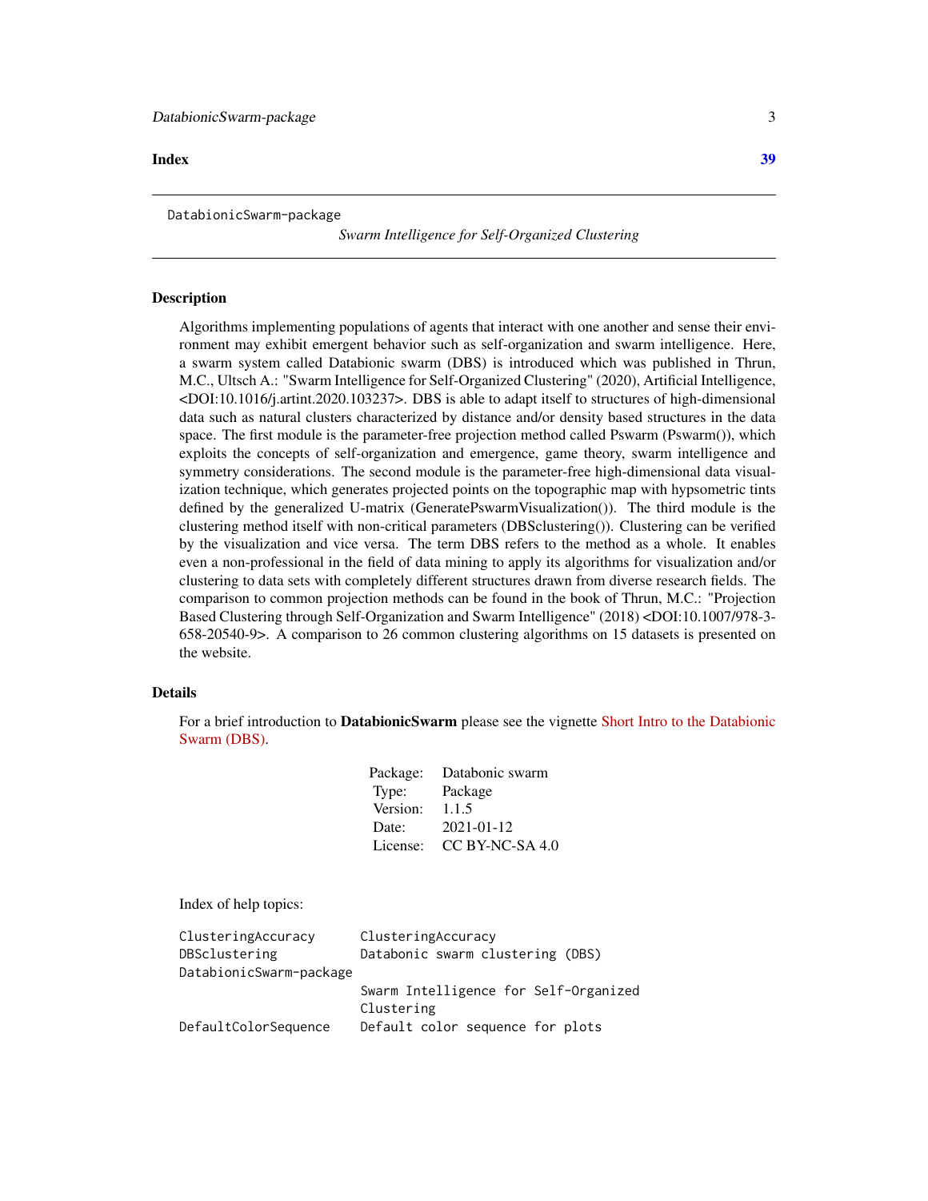**Index** **39**

---

DatabionicSwarm-package *Swarm Intelligence for Self-Organized Clustering*

---

## Description

Algorithms implementing populations of agents that interact with one another and sense their environment may exhibit emergent behavior such as self-organization and swarm intelligence. Here, a swarm system called Databionic swarm (DBS) is introduced which was published in Thrun, M.C., Ultsch A.: "Swarm Intelligence for Self-Organized Clustering" (2020), Artificial Intelligence, <DOI:10.1016/j.artint.2020.103237>. DBS is able to adapt itself to structures of high-dimensional data such as natural clusters characterized by distance and/or density based structures in the data space. The first module is the parameter-free projection method called Pswarm (Pswarm()), which exploits the concepts of self-organization and emergence, game theory, swarm intelligence and symmetry considerations. The second module is the parameter-free high-dimensional data visualization technique, which generates projected points on the topographic map with hypsometric tints defined by the generalized U-matrix (GeneratePswarmVisualization()). The third module is the clustering method itself with non-critical parameters (DBSclustering()). Clustering can be verified by the visualization and vice versa. The term DBS refers to the method as a whole. It enables even a non-professional in the field of data mining to apply its algorithms for visualization and/or clustering to data sets with completely different structures drawn from diverse research fields. The comparison to common projection methods can be found in the book of Thrun, M.C.: "Projection Based Clustering through Self-Organization and Swarm Intelligence" (2018) <DOI:10.1007/978-3-658-20540-9>. A comparison to 26 common clustering algorithms on 15 datasets is presented on the website.

## Details

For a brief introduction to **DatabionicSwarm** please see the vignette Short Intro to the Databionic Swarm (DBS).

| | |
|---|---|
| Package: | Databonic swarm |
| Type: | Package |
| Version: | 1.1.5 |
| Date: | 2021-01-12 |
| License: | CC BY-NC-SA 4.0 |

Index of help topics:

```
ClusteringAccuracy      ClusteringAccuracy
DBSclustering           Databonic swarm clustering (DBS)
DatabionicSwarm-package
                        Swarm Intelligence for Self-Organized
                        Clustering
DefaultColorSequence    Default color sequence for plots
```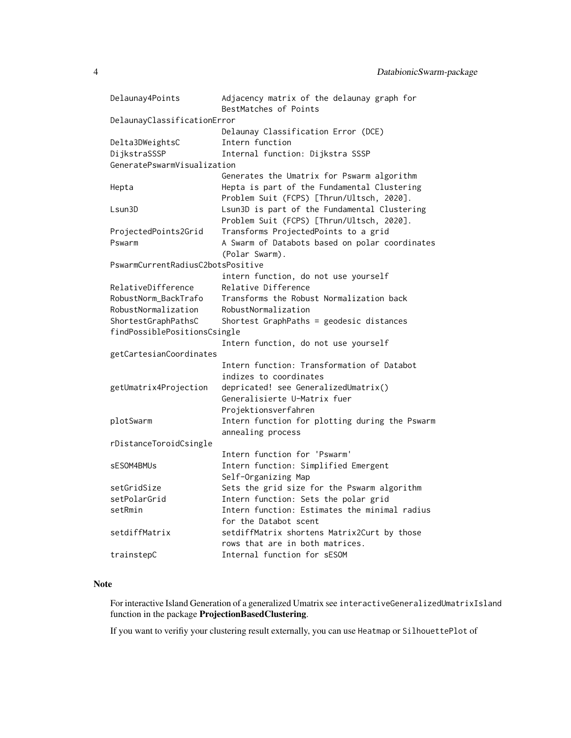| | |
|---|---|
| Delaunay4Points | Adjacency matrix of the delaunay graph for BestMatches of Points |
| DelaunayClassificationError | Delaunay Classification Error (DCE) |
| Delta3DWeightsC | Intern function |
| DijkstraSSSP | Internal function: Dijkstra SSSP |
| GeneratePswarmVisualization | Generates the Umatrix for Pswarm algorithm |
| Hepta | Hepta is part of the Fundamental Clustering Problem Suit (FCPS) [Thrun/Ultsch, 2020]. |
| Lsun3D | Lsun3D is part of the Fundamental Clustering Problem Suit (FCPS) [Thrun/Ultsch, 2020]. |
| ProjectedPoints2Grid | Transforms ProjectedPoints to a grid |
| Pswarm | A Swarm of Databots based on polar coordinates (Polar Swarm). |
| PswarmCurrentRadiusC2botsPositive | intern function, do not use yourself |
| RelativeDifference | Relative Difference |
| RobustNorm_BackTrafo | Transforms the Robust Normalization back |
| RobustNormalization | RobustNormalization |
| ShortestGraphPathsC | Shortest GraphPaths = geodesic distances |
| findPossiblePositionsCsingle | Intern function, do not use yourself |
| getCartesianCoordinates | Intern function: Transformation of Databot indizes to coordinates |
| getUmatrix4Projection | depricated! see GeneralizedUmatrix() Generalisierte U-Matrix fuer Projektionsverfahren |
| plotSwarm | Intern function for plotting during the Pswarm annealing process |
| rDistanceToroidCsingle | Intern function for 'Pswarm' |
| sESOM4BMUs | Intern function: Simplified Emergent Self-Organizing Map |
| setGridSize | Sets the grid size for the Pswarm algorithm |
| setPolarGrid | Intern function: Sets the polar grid |
| setRmin | Intern function: Estimates the minimal radius for the Databot scent |
| setdiffMatrix | setdiffMatrix shortens Matrix2Curt by those rows that are in both matrices. |
| trainstepC | Internal function for sESOM |

## Note

For interactive Island Generation of a generalized Umatrix see `interactiveGeneralizedUmatrixIsland` function in the package **ProjectionBasedClustering**.

If you want to verifiy your clustering result externally, you can use `Heatmap` or `SilhouettePlot` of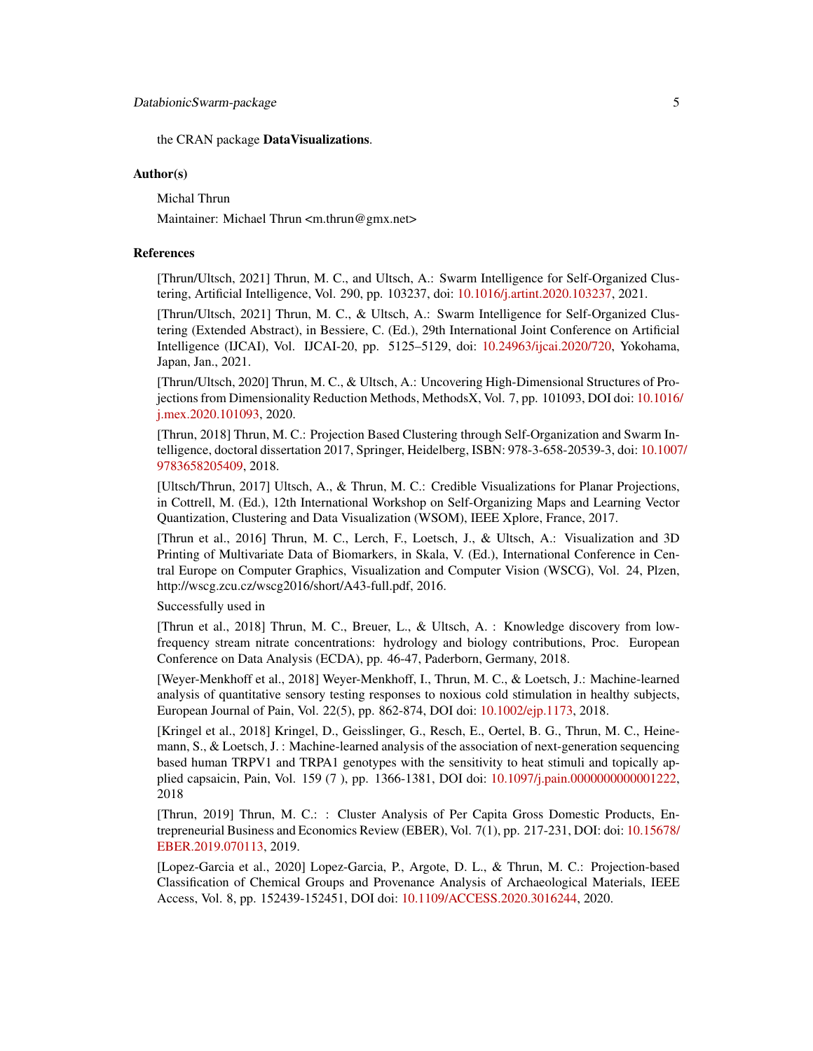the CRAN package **DataVisualizations**.

### Author(s)

Michal Thrun

Maintainer: Michael Thrun <m.thrun@gmx.net>

### References

[Thrun/Ultsch, 2021] Thrun, M. C., and Ultsch, A.: Swarm Intelligence for Self-Organized Clustering, Artificial Intelligence, Vol. 290, pp. 103237, doi: 10.1016/j.artint.2020.103237, 2021.

[Thrun/Ultsch, 2021] Thrun, M. C., & Ultsch, A.: Swarm Intelligence for Self-Organized Clustering (Extended Abstract), in Bessiere, C. (Ed.), 29th International Joint Conference on Artificial Intelligence (IJCAI), Vol. IJCAI-20, pp. 5125–5129, doi: 10.24963/ijcai.2020/720, Yokohama, Japan, Jan., 2021.

[Thrun/Ultsch, 2020] Thrun, M. C., & Ultsch, A.: Uncovering High-Dimensional Structures of Projections from Dimensionality Reduction Methods, MethodsX, Vol. 7, pp. 101093, DOI doi: 10.1016/j.mex.2020.101093, 2020.

[Thrun, 2018] Thrun, M. C.: Projection Based Clustering through Self-Organization and Swarm Intelligence, doctoral dissertation 2017, Springer, Heidelberg, ISBN: 978-3-658-20539-3, doi: 10.1007/9783658205409, 2018.

[Ultsch/Thrun, 2017] Ultsch, A., & Thrun, M. C.: Credible Visualizations for Planar Projections, in Cottrell, M. (Ed.), 12th International Workshop on Self-Organizing Maps and Learning Vector Quantization, Clustering and Data Visualization (WSOM), IEEE Xplore, France, 2017.

[Thrun et al., 2016] Thrun, M. C., Lerch, F., Loetsch, J., & Ultsch, A.: Visualization and 3D Printing of Multivariate Data of Biomarkers, in Skala, V. (Ed.), International Conference in Central Europe on Computer Graphics, Visualization and Computer Vision (WSCG), Vol. 24, Plzen, http://wscg.zcu.cz/wscg2016/short/A43-full.pdf, 2016.

Successfully used in

[Thrun et al., 2018] Thrun, M. C., Breuer, L., & Ultsch, A. : Knowledge discovery from low-frequency stream nitrate concentrations: hydrology and biology contributions, Proc. European Conference on Data Analysis (ECDA), pp. 46-47, Paderborn, Germany, 2018.

[Weyer-Menkhoff et al., 2018] Weyer-Menkhoff, I., Thrun, M. C., & Loetsch, J.: Machine-learned analysis of quantitative sensory testing responses to noxious cold stimulation in healthy subjects, European Journal of Pain, Vol. 22(5), pp. 862-874, DOI doi: 10.1002/ejp.1173, 2018.

[Kringel et al., 2018] Kringel, D., Geisslinger, G., Resch, E., Oertel, B. G., Thrun, M. C., Heinemann, S., & Loetsch, J. : Machine-learned analysis of the association of next-generation sequencing based human TRPV1 and TRPA1 genotypes with the sensitivity to heat stimuli and topically applied capsaicin, Pain, Vol. 159 (7 ), pp. 1366-1381, DOI doi: 10.1097/j.pain.0000000000001222, 2018

[Thrun, 2019] Thrun, M. C.: : Cluster Analysis of Per Capita Gross Domestic Products, Entrepreneurial Business and Economics Review (EBER), Vol. 7(1), pp. 217-231, DOI: doi: 10.15678/EBER.2019.070113, 2019.

[Lopez-Garcia et al., 2020] Lopez-Garcia, P., Argote, D. L., & Thrun, M. C.: Projection-based Classification of Chemical Groups and Provenance Analysis of Archaeological Materials, IEEE Access, Vol. 8, pp. 152439-152451, DOI doi: 10.1109/ACCESS.2020.3016244, 2020.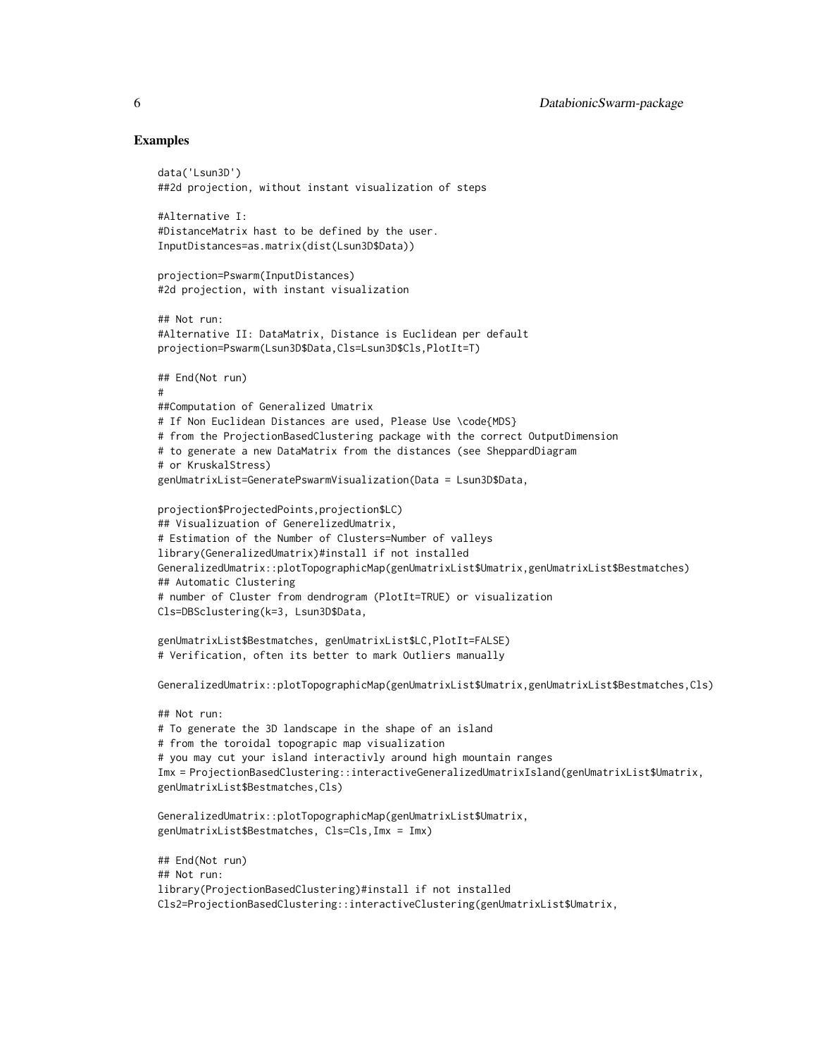## Examples

```
data('Lsun3D')
##2d projection, without instant visualization of steps

#Alternative I:
#DistanceMatrix hast to be defined by the user.
InputDistances=as.matrix(dist(Lsun3D$Data))

projection=Pswarm(InputDistances)
#2d projection, with instant visualization

## Not run:
#Alternative II: DataMatrix, Distance is Euclidean per default
projection=Pswarm(Lsun3D$Data,Cls=Lsun3D$Cls,PlotIt=T)

## End(Not run)
#
##Computation of Generalized Umatrix
# If Non Euclidean Distances are used, Please Use \code{MDS}
# from the ProjectionBasedClustering package with the correct OutputDimension
# to generate a new DataMatrix from the distances (see SheppardDiagram
# or KruskalStress)
genUmatrixList=GeneratePswarmVisualization(Data = Lsun3D$Data,

projection$ProjectedPoints,projection$LC)
## Visualizuation of GenerelizedUmatrix,
# Estimation of the Number of Clusters=Number of valleys
library(GeneralizedUmatrix)#install if not installed
GeneralizedUmatrix::plotTopographicMap(genUmatrixList$Umatrix,genUmatrixList$Bestmatches)
## Automatic Clustering
# number of Cluster from dendrogram (PlotIt=TRUE) or visualization
Cls=DBSclustering(k=3, Lsun3D$Data,

genUmatrixList$Bestmatches, genUmatrixList$LC,PlotIt=FALSE)
# Verification, often its better to mark Outliers manually

GeneralizedUmatrix::plotTopographicMap(genUmatrixList$Umatrix,genUmatrixList$Bestmatches,Cls)

## Not run:
# To generate the 3D landscape in the shape of an island
# from the toroidal topograpic map visualization
# you may cut your island interactivly around high mountain ranges
Imx = ProjectionBasedClustering::interactiveGeneralizedUmatrixIsland(genUmatrixList$Umatrix,
genUmatrixList$Bestmatches,Cls)

GeneralizedUmatrix::plotTopographicMap(genUmatrixList$Umatrix,
genUmatrixList$Bestmatches, Cls=Cls,Imx = Imx)

## End(Not run)
## Not run:
library(ProjectionBasedClustering)#install if not installed
Cls2=ProjectionBasedClustering::interactiveClustering(genUmatrixList$Umatrix,
```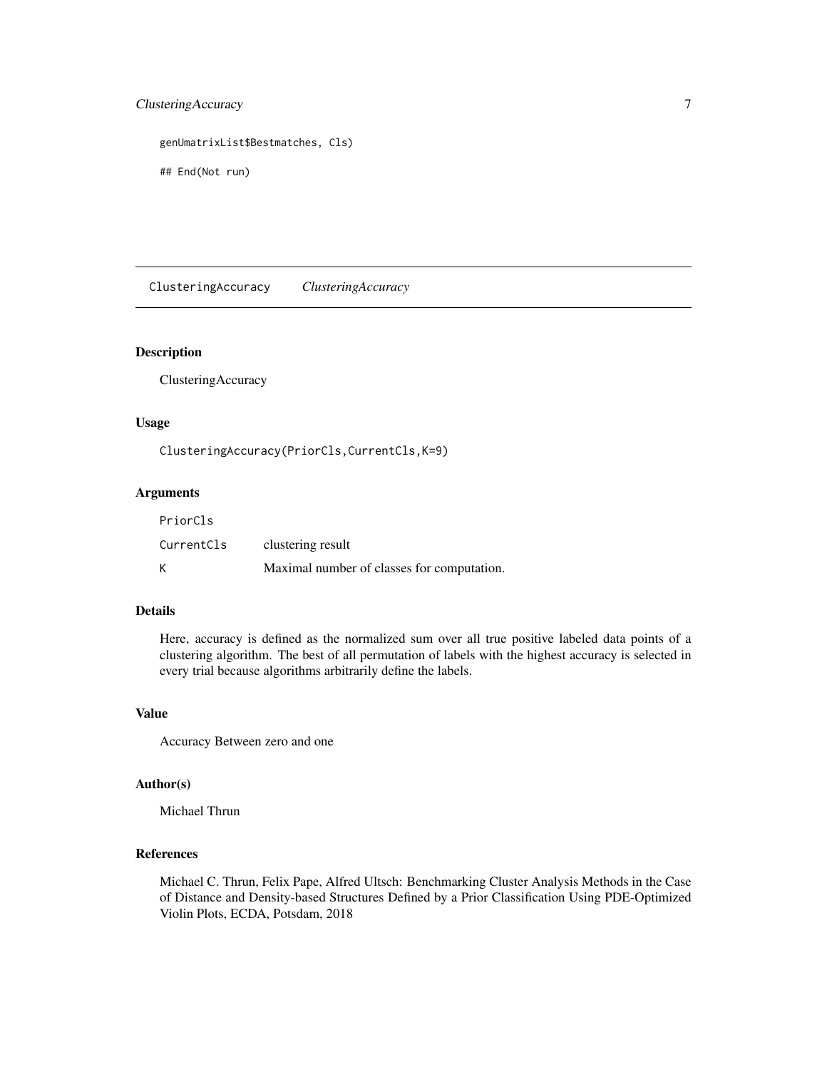```
genUmatrixList$Bestmatches, Cls)

## End(Not run)
```

---

ClusteringAccuracy *ClusteringAccuracy*

---

## Description

ClusteringAccuracy

## Usage

```
ClusteringAccuracy(PriorCls,CurrentCls,K=9)
```

## Arguments

| | |
|---|---|
| PriorCls | |
| CurrentCls | clustering result |
| K | Maximal number of classes for computation. |

## Details

Here, accuracy is defined as the normalized sum over all true positive labeled data points of a clustering algorithm. The best of all permutation of labels with the highest accuracy is selected in every trial because algorithms arbitrarily define the labels.

## Value

Accuracy Between zero and one

## Author(s)

Michael Thrun

## References

Michael C. Thrun, Felix Pape, Alfred Ultsch: Benchmarking Cluster Analysis Methods in the Case of Distance and Density-based Structures Defined by a Prior Classification Using PDE-Optimized Violin Plots, ECDA, Potsdam, 2018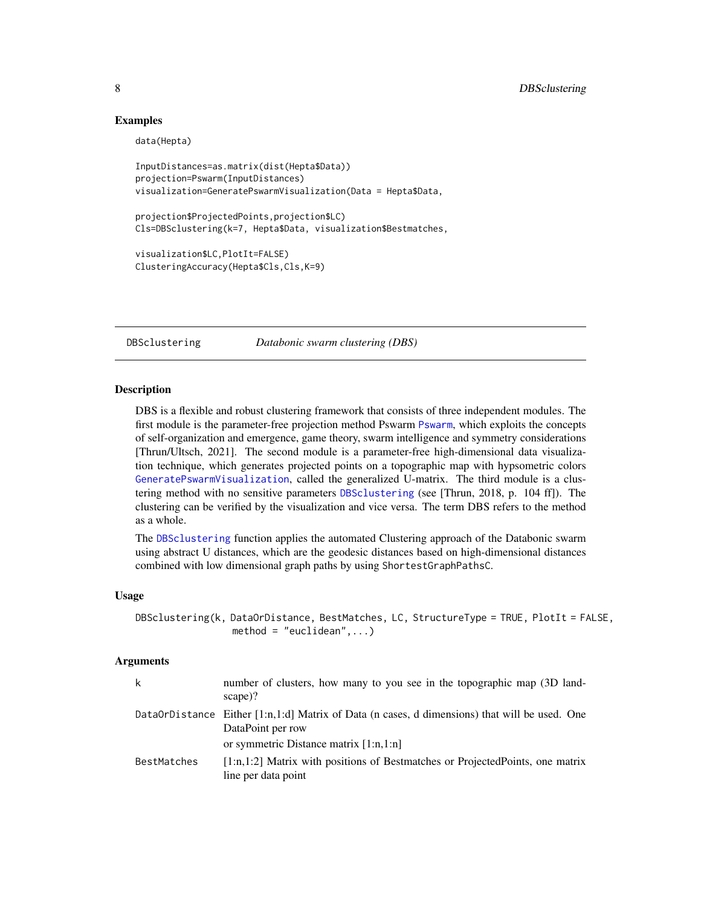### Examples

```
data(Hepta)

InputDistances=as.matrix(dist(Hepta$Data))
projection=Pswarm(InputDistances)
visualization=GeneratePswarmVisualization(Data = Hepta$Data,

projection$ProjectedPoints,projection$LC)
Cls=DBSclustering(k=7, Hepta$Data, visualization$Bestmatches,

visualization$LC,PlotIt=FALSE)
ClusteringAccuracy(Hepta$Cls,Cls,K=9)
```

---

## DBSclustering — *Databonic swarm clustering (DBS)*

### Description

DBS is a flexible and robust clustering framework that consists of three independent modules. The first module is the parameter-free projection method Pswarm Pswarm, which exploits the concepts of self-organization and emergence, game theory, swarm intelligence and symmetry considerations [Thrun/Ultsch, 2021]. The second module is a parameter-free high-dimensional data visualization technique, which generates projected points on a topographic map with hypsometric colors GeneratePswarmVisualization, called the generalized U-matrix. The third module is a clustering method with no sensitive parameters DBSclustering (see [Thrun, 2018, p. 104 ff]). The clustering can be verified by the visualization and vice versa. The term DBS refers to the method as a whole.

The DBSclustering function applies the automated Clustering approach of the Databonic swarm using abstract U distances, which are the geodesic distances based on high-dimensional distances combined with low dimensional graph paths by using `ShortestGraphPathsC`.

### Usage

```
DBSclustering(k, DataOrDistance, BestMatches, LC, StructureType = TRUE, PlotIt = FALSE,
                method = "euclidean",...)
```

### Arguments

| | |
|---|---|
| `k` | number of clusters, how many to you see in the topographic map (3D landscape)? |
| `DataOrDistance` | Either [1:n,1:d] Matrix of Data (n cases, d dimensions) that will be used. One DataPoint per row<br>or symmetric Distance matrix [1:n,1:n] |
| `BestMatches` | [1:n,1:2] Matrix with positions of Bestmatches or ProjectedPoints, one matrix line per data point |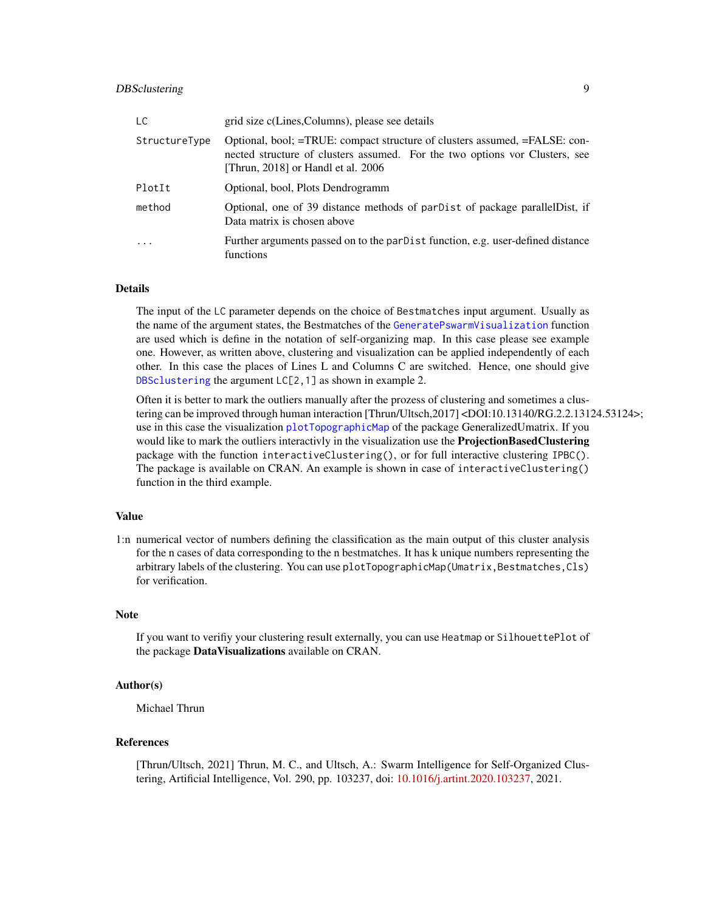| | |
|---|---|
| `LC` | grid size c(Lines,Columns), please see details |
| `StructureType` | Optional, bool; =TRUE: compact structure of clusters assumed, =FALSE: connected structure of clusters assumed. For the two options vor Clusters, see [Thrun, 2018] or Handl et al. 2006 |
| `PlotIt` | Optional, bool, Plots Dendrogramm |
| `method` | Optional, one of 39 distance methods of `parDist` of package parallelDist, if Data matrix is chosen above |
| `...` | Further arguments passed on to the `parDist` function, e.g. user-defined distance functions |

## Details

The input of the `LC` parameter depends on the choice of `Bestmatches` input argument. Usually as the name of the argument states, the Bestmatches of the `GeneratePswarmVisualization` function are used which is define in the notation of self-organizing map. In this case please see example one. However, as written above, clustering and visualization can be applied independently of each other. In this case the places of Lines L and Columns C are switched. Hence, one should give `DBSclustering` the argument `LC[2,1]` as shown in example 2.

Often it is better to mark the outliers manually after the prozess of clustering and sometimes a clustering can be improved through human interaction [Thrun/Ultsch,2017] <DOI:10.13140/RG.2.2.13124.53124>; use in this case the visualization `plotTopographicMap` of the package GeneralizedUmatrix. If you would like to mark the outliers interactivly in the visualization use the **ProjectionBasedClustering** package with the function `interactiveClustering()`, or for full interactive clustering `IPBC()`. The package is available on CRAN. An example is shown in case of `interactiveClustering()` function in the third example.

## Value

1:n numerical vector of numbers defining the classification as the main output of this cluster analysis for the n cases of data corresponding to the n bestmatches. It has k unique numbers representing the arbitrary labels of the clustering. You can use `plotTopographicMap(Umatrix,Bestmatches,Cls)` for verification.

## Note

If you want to verifiy your clustering result externally, you can use `Heatmap` or `SilhouettePlot` of the package **DataVisualizations** available on CRAN.

## Author(s)

Michael Thrun

## References

[Thrun/Ultsch, 2021] Thrun, M. C., and Ultsch, A.: Swarm Intelligence for Self-Organized Clustering, Artificial Intelligence, Vol. 290, pp. 103237, doi: 10.1016/j.artint.2020.103237, 2021.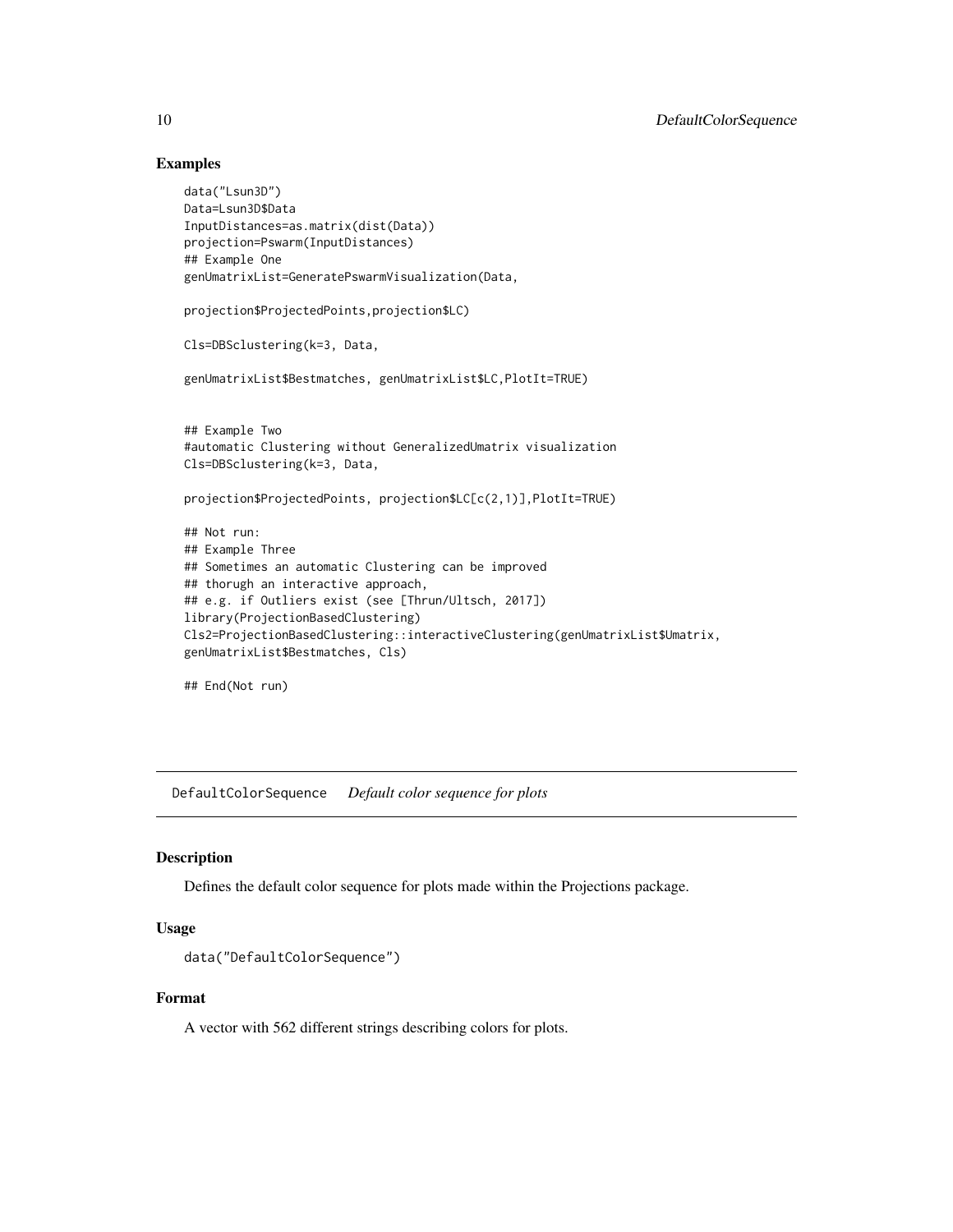## Examples

```
data("Lsun3D")
Data=Lsun3D$Data
InputDistances=as.matrix(dist(Data))
projection=Pswarm(InputDistances)
## Example One
genUmatrixList=GeneratePswarmVisualization(Data,

projection$ProjectedPoints,projection$LC)

Cls=DBSclustering(k=3, Data,

genUmatrixList$Bestmatches, genUmatrixList$LC,PlotIt=TRUE)


## Example Two
#automatic Clustering without GeneralizedUmatrix visualization
Cls=DBSclustering(k=3, Data,

projection$ProjectedPoints, projection$LC[c(2,1)],PlotIt=TRUE)

## Not run:
## Example Three
## Sometimes an automatic Clustering can be improved
## thorugh an interactive approach,
## e.g. if Outliers exist (see [Thrun/Ultsch, 2017])
library(ProjectionBasedClustering)
Cls2=ProjectionBasedClustering::interactiveClustering(genUmatrixList$Umatrix,
genUmatrixList$Bestmatches, Cls)

## End(Not run)
```

---

## DefaultColorSequence *Default color sequence for plots*

### Description

Defines the default color sequence for plots made within the Projections package.

### Usage

```
data("DefaultColorSequence")
```

### Format

A vector with 562 different strings describing colors for plots.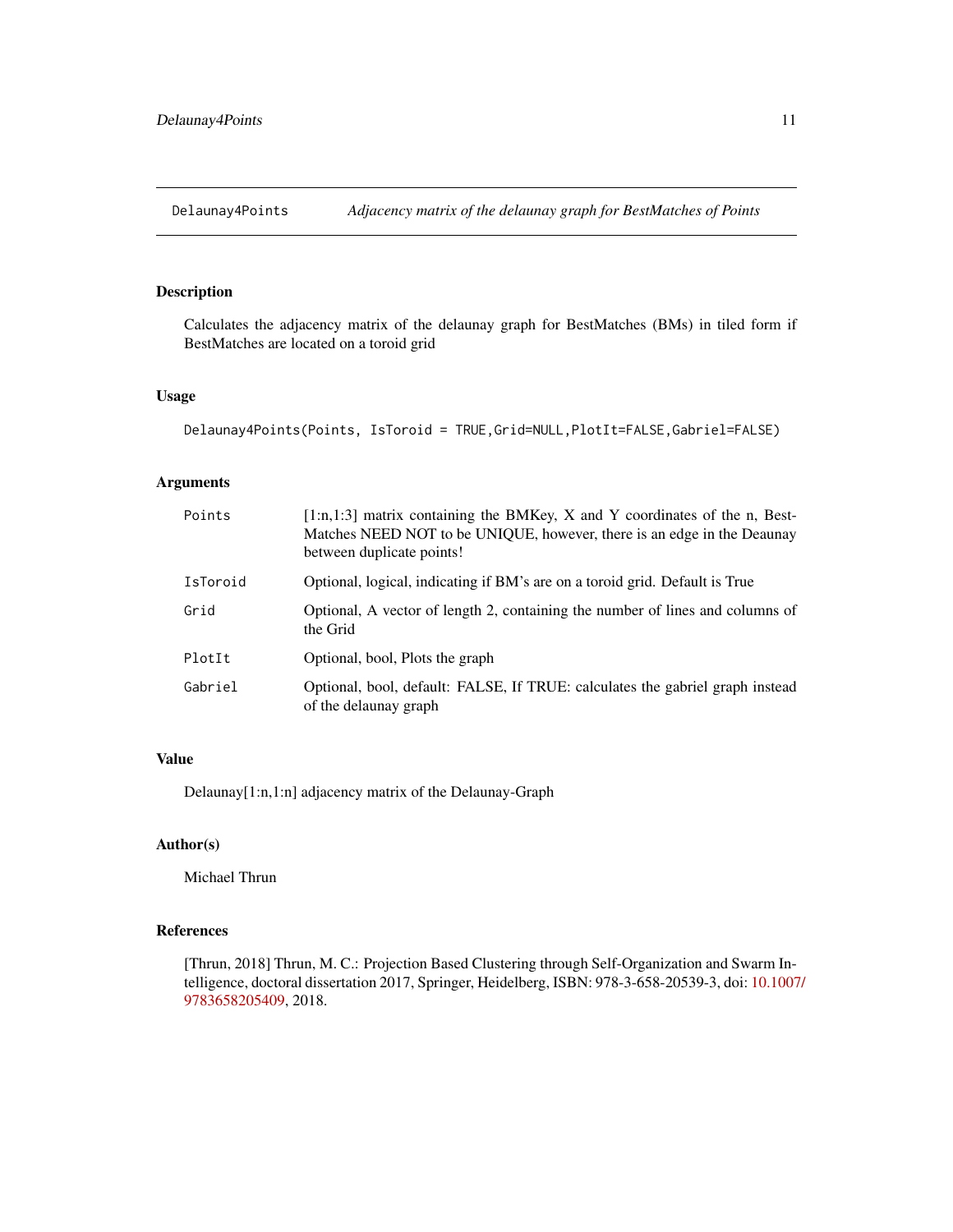## Delaunay4Points — *Adjacency matrix of the delaunay graph for BestMatches of Points*

### Description

Calculates the adjacency matrix of the delaunay graph for BestMatches (BMs) in tiled form if BestMatches are located on a toroid grid

### Usage

```
Delaunay4Points(Points, IsToroid = TRUE,Grid=NULL,PlotIt=FALSE,Gabriel=FALSE)
```

### Arguments

| Argument | Description |
|---|---|
| `Points` | [1:n,1:3] matrix containing the BMKey, X and Y coordinates of the n, BestMatches NEED NOT to be UNIQUE, however, there is an edge in the Deaunay between duplicate points! |
| `IsToroid` | Optional, logical, indicating if BM's are on a toroid grid. Default is True |
| `Grid` | Optional, A vector of length 2, containing the number of lines and columns of the Grid |
| `PlotIt` | Optional, bool, Plots the graph |
| `Gabriel` | Optional, bool, default: FALSE, If TRUE: calculates the gabriel graph instead of the delaunay graph |

### Value

Delaunay[1:n,1:n] adjacency matrix of the Delaunay-Graph

### Author(s)

Michael Thrun

### References

[Thrun, 2018] Thrun, M. C.: Projection Based Clustering through Self-Organization and Swarm Intelligence, doctoral dissertation 2017, Springer, Heidelberg, ISBN: 978-3-658-20539-3, doi: 10.1007/9783658205409, 2018.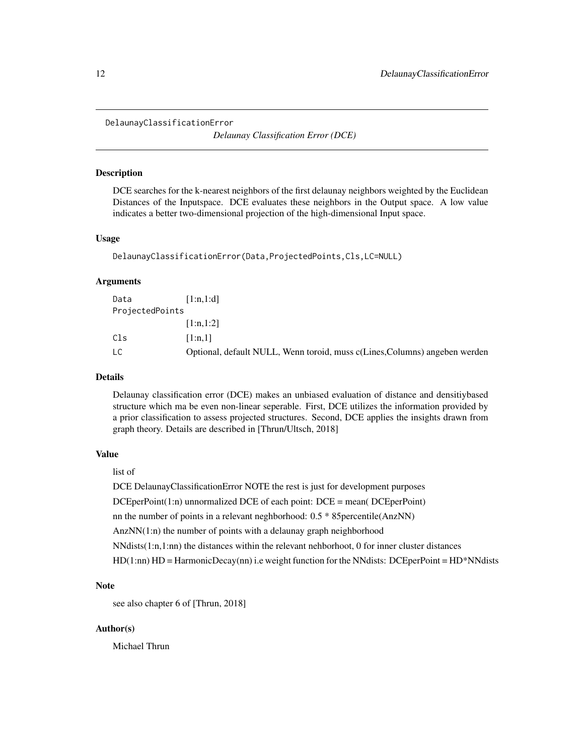DelaunayClassificationError

*Delaunay Classification Error (DCE)*

## Description

DCE searches for the k-nearest neighbors of the first delaunay neighbors weighted by the Euclidean Distances of the Inputspace. DCE evaluates these neighbors in the Output space. A low value indicates a better two-dimensional projection of the high-dimensional Input space.

## Usage

```
DelaunayClassificationError(Data,ProjectedPoints,Cls,LC=NULL)
```

## Arguments

| | |
|---|---|
| Data | [1:n,1:d] |
| ProjectedPoints | [1:n,1:2] |
| Cls | [1:n,1] |
| LC | Optional, default NULL, Wenn toroid, muss c(Lines,Columns) angeben werden |

## Details

Delaunay classification error (DCE) makes an unbiased evaluation of distance and densitiybased structure which ma be even non-linear seperable. First, DCE utilizes the information provided by a prior classification to assess projected structures. Second, DCE applies the insights drawn from graph theory. Details are described in [Thrun/Ultsch, 2018]

## Value

list of

DCE DelaunayClassificationError NOTE the rest is just for development purposes

DCEperPoint(1:n) unnormalized DCE of each point: DCE = mean( DCEperPoint)

nn the number of points in a relevant neghborhood: 0.5 * 85percentile(AnzNN)

AnzNN(1:n) the number of points with a delaunay graph neighborhood

NNdists(1:n,1:nn) the distances within the relevant nehborhoot, 0 for inner cluster distances

HD(1:nn) HD = HarmonicDecay(nn) i.e weight function for the NNdists: DCEperPoint = HD*NNdists

## Note

see also chapter 6 of [Thrun, 2018]

## Author(s)

Michael Thrun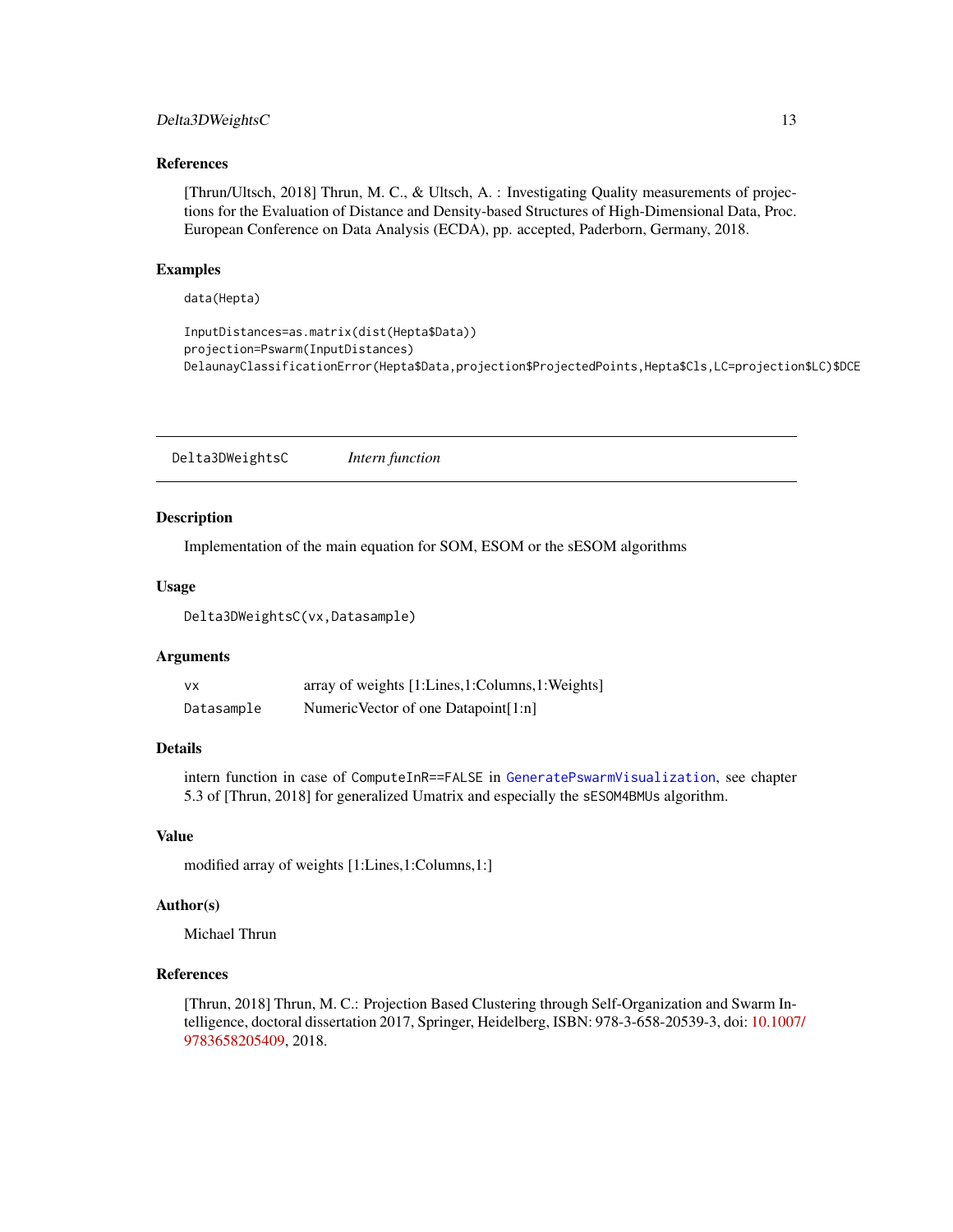### References

[Thrun/Ultsch, 2018] Thrun, M. C., & Ultsch, A. : Investigating Quality measurements of projections for the Evaluation of Distance and Density-based Structures of High-Dimensional Data, Proc. European Conference on Data Analysis (ECDA), pp. accepted, Paderborn, Germany, 2018.

### Examples

```
data(Hepta)

InputDistances=as.matrix(dist(Hepta$Data))
projection=Pswarm(InputDistances)
DelaunayClassificationError(Hepta$Data,projection$ProjectedPoints,Hepta$Cls,LC=projection$LC)$DCE
```

---

## Delta3DWeightsC    *Intern function*

### Description

Implementation of the main equation for SOM, ESOM or the sESOM algorithms

### Usage

```
Delta3DWeightsC(vx,Datasample)
```

### Arguments

| | |
|---|---|
| `vx` | array of weights [1:Lines,1:Columns,1:Weights] |
| `Datasample` | NumericVector of one Datapoint[1:n] |

### Details

intern function in case of `ComputeInR==FALSE` in `GeneratePswarmVisualization`, see chapter 5.3 of [Thrun, 2018] for generalized Umatrix and especially the `sESOM4BMUs` algorithm.

### Value

modified array of weights [1:Lines,1:Columns,1:]

### Author(s)

Michael Thrun

### References

[Thrun, 2018] Thrun, M. C.: Projection Based Clustering through Self-Organization and Swarm Intelligence, doctoral dissertation 2017, Springer, Heidelberg, ISBN: 978-3-658-20539-3, doi: 10.1007/9783658205409, 2018.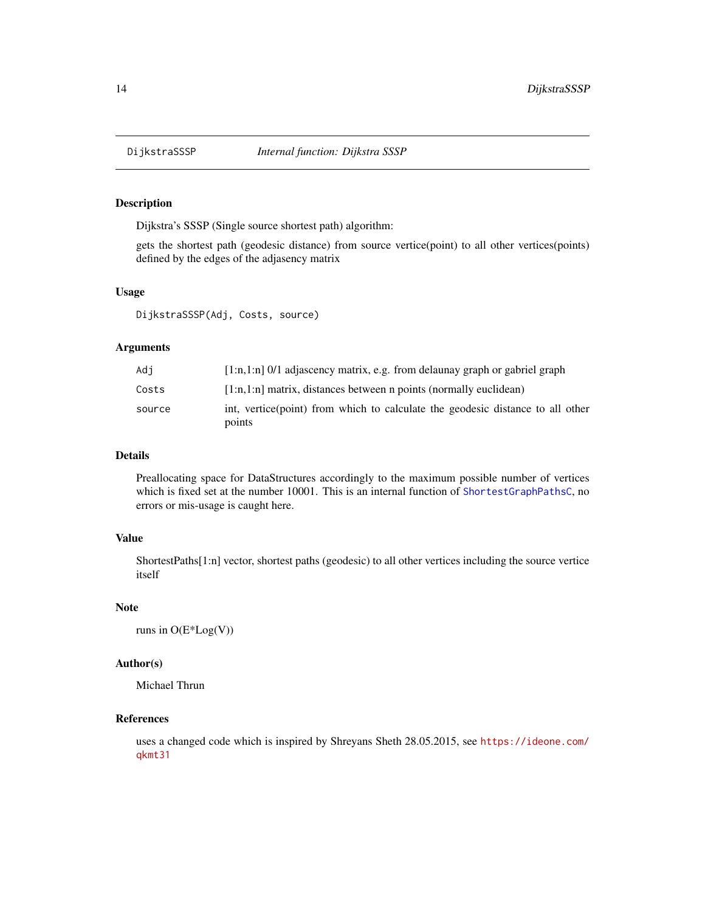# DijkstraSSSP — *Internal function: Dijkstra SSSP*

## Description

Dijkstra's SSSP (Single source shortest path) algorithm:

gets the shortest path (geodesic distance) from source vertice(point) to all other vertices(points) defined by the edges of the adjasency matrix

## Usage

```
DijkstraSSSP(Adj, Costs, source)
```

## Arguments

| | |
|---|---|
| `Adj` | [1:n,1:n] 0/1 adjascency matrix, e.g. from delaunay graph or gabriel graph |
| `Costs` | [1:n,1:n] matrix, distances between n points (normally euclidean) |
| `source` | int, vertice(point) from which to calculate the geodesic distance to all other points |

## Details

Preallocating space for DataStructures accordingly to the maximum possible number of vertices which is fixed set at the number 10001. This is an internal function of `ShortestGraphPathsC`, no errors or mis-usage is caught here.

## Value

ShortestPaths[1:n] vector, shortest paths (geodesic) to all other vertices including the source vertice itself

## Note

runs in O(E*Log(V))

## Author(s)

Michael Thrun

## References

uses a changed code which is inspired by Shreyans Sheth 28.05.2015, see `https://ideone.com/qkmt31`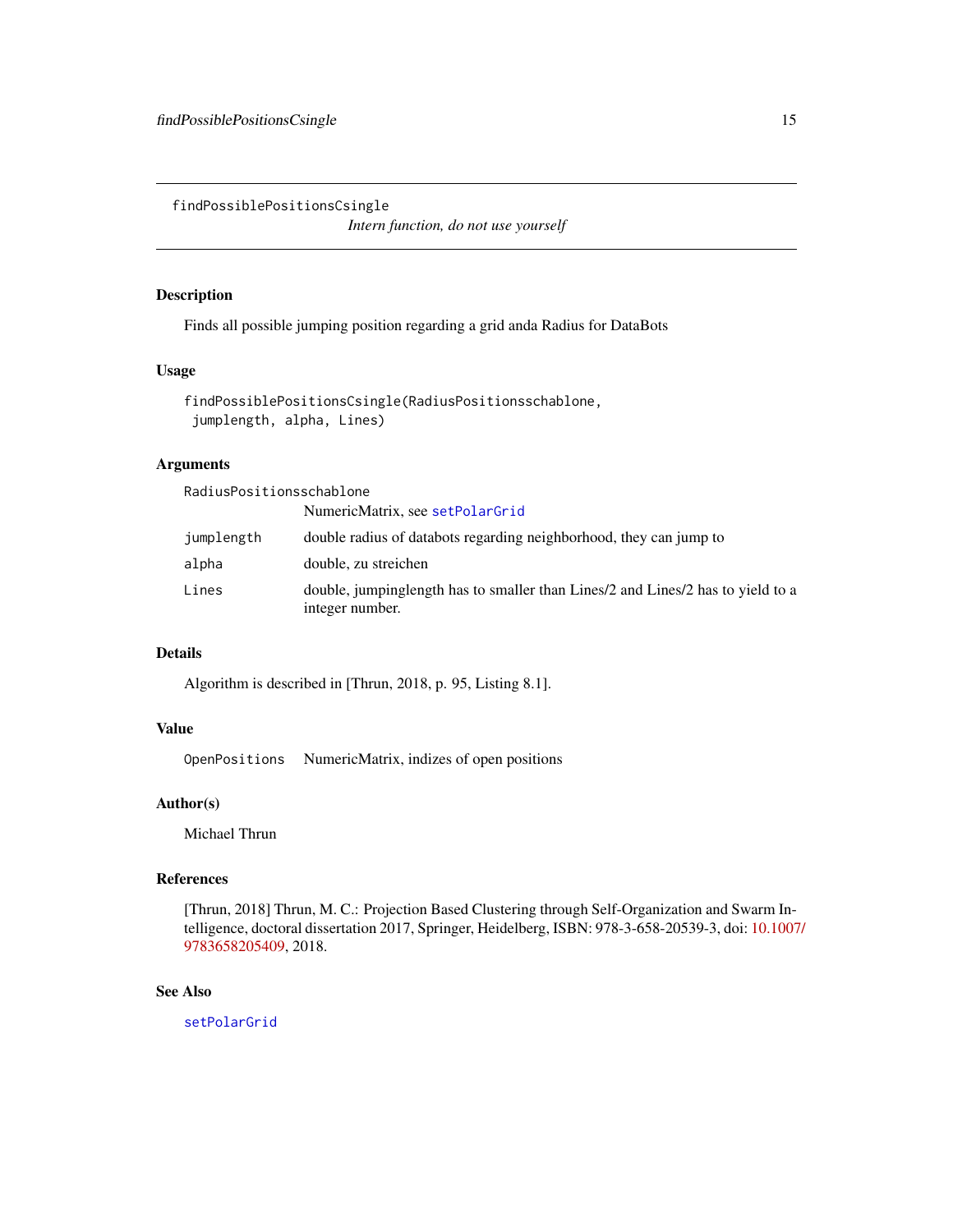`findPossiblePositionsCsingle`
*Intern function, do not use yourself*

## Description

Finds all possible jumping position regarding a grid anda Radius for DataBots

## Usage

```
findPossiblePositionsCsingle(RadiusPositionsschablone,
 jumplength, alpha, Lines)
```

## Arguments

| | |
|---|---|
| `RadiusPositionsschablone` | NumericMatrix, see `setPolarGrid` |
| `jumplength` | double radius of databots regarding neighborhood, they can jump to |
| `alpha` | double, zu streichen |
| `Lines` | double, jumpinglength has to smaller than Lines/2 and Lines/2 has to yield to a integer number. |

## Details

Algorithm is described in [Thrun, 2018, p. 95, Listing 8.1].

## Value

| | |
|---|---|
| `OpenPositions` | NumericMatrix, indizes of open positions |

## Author(s)

Michael Thrun

## References

[Thrun, 2018] Thrun, M. C.: Projection Based Clustering through Self-Organization and Swarm Intelligence, doctoral dissertation 2017, Springer, Heidelberg, ISBN: 978-3-658-20539-3, doi: 10.1007/9783658205409, 2018.

## See Also

`setPolarGrid`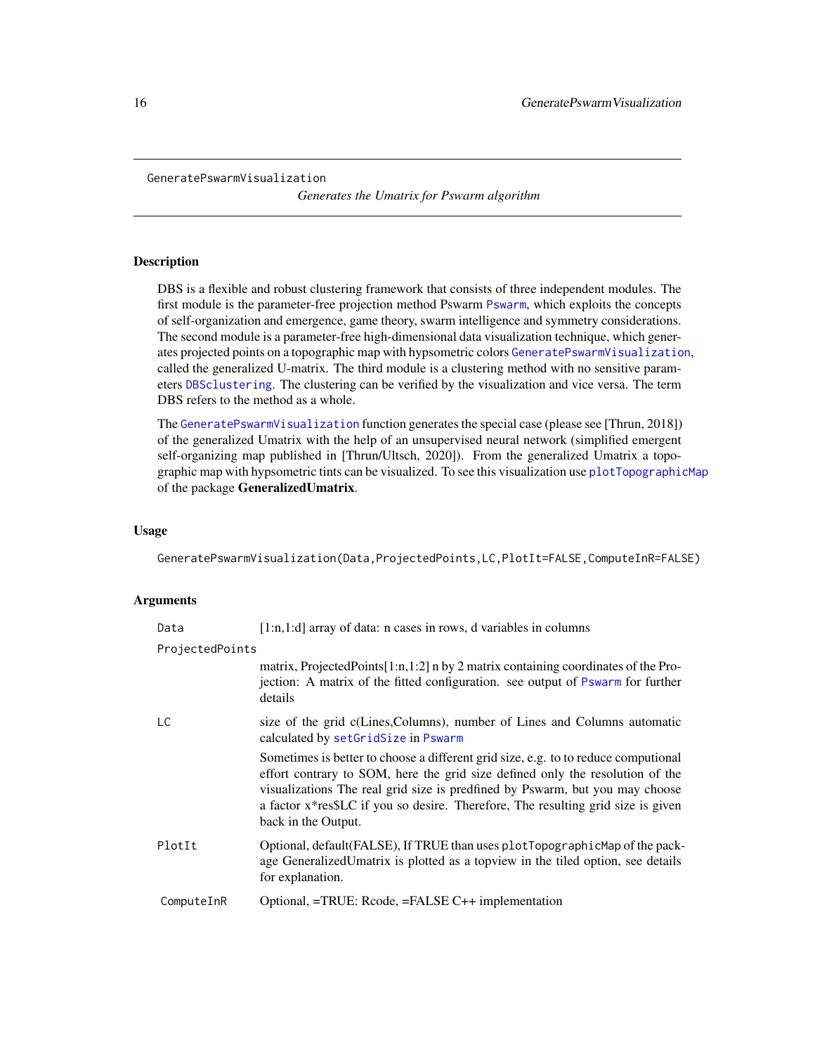# GeneratePswarmVisualization

*Generates the Umatrix for Pswarm algorithm*

## Description

DBS is a flexible and robust clustering framework that consists of three independent modules. The first module is the parameter-free projection method Pswarm `Pswarm`, which exploits the concepts of self-organization and emergence, game theory, swarm intelligence and symmetry considerations. The second module is a parameter-free high-dimensional data visualization technique, which generates projected points on a topographic map with hypsometric colors `GeneratePswarmVisualization`, called the generalized U-matrix. The third module is a clustering method with no sensitive parameters `DBSclustering`. The clustering can be verified by the visualization and vice versa. The term DBS refers to the method as a whole.

The `GeneratePswarmVisualization` function generates the special case (please see [Thrun, 2018]) of the generalized Umatrix with the help of an unsupervised neural network (simplified emergent self-organizing map published in [Thrun/Ultsch, 2020]). From the generalized Umatrix a topographic map with hypsometric tints can be visualized. To see this visualization use `plotTopographicMap` of the package **GeneralizedUmatrix**.

## Usage

```
GeneratePswarmVisualization(Data,ProjectedPoints,LC,PlotIt=FALSE,ComputeInR=FALSE)
```

## Arguments

`Data`
: [1:n,1:d] array of data: n cases in rows, d variables in columns

`ProjectedPoints`
: matrix, ProjectedPoints[1:n,1:2] n by 2 matrix containing coordinates of the Projection: A matrix of the fitted configuration. see output of `Pswarm` for further details

`LC`
: size of the grid c(Lines,Columns), number of Lines and Columns automatic calculated by `setGridSize` in `Pswarm`

  Sometimes is better to choose a different grid size, e.g. to to reduce computional effort contrary to SOM, here the grid size defined only the resolution of the visualizations The real grid size is predfined by Pswarm, but you may choose a factor x*res$LC if you so desire. Therefore, The resulting grid size is given back in the Output.

`PlotIt`
: Optional, default(FALSE), If TRUE than uses `plotTopographicMap` of the package GeneralizedUmatrix is plotted as a topview in the tiled option, see details for explanation.

`ComputeInR`
: Optional, =TRUE: Rcode, =FALSE C++ implementation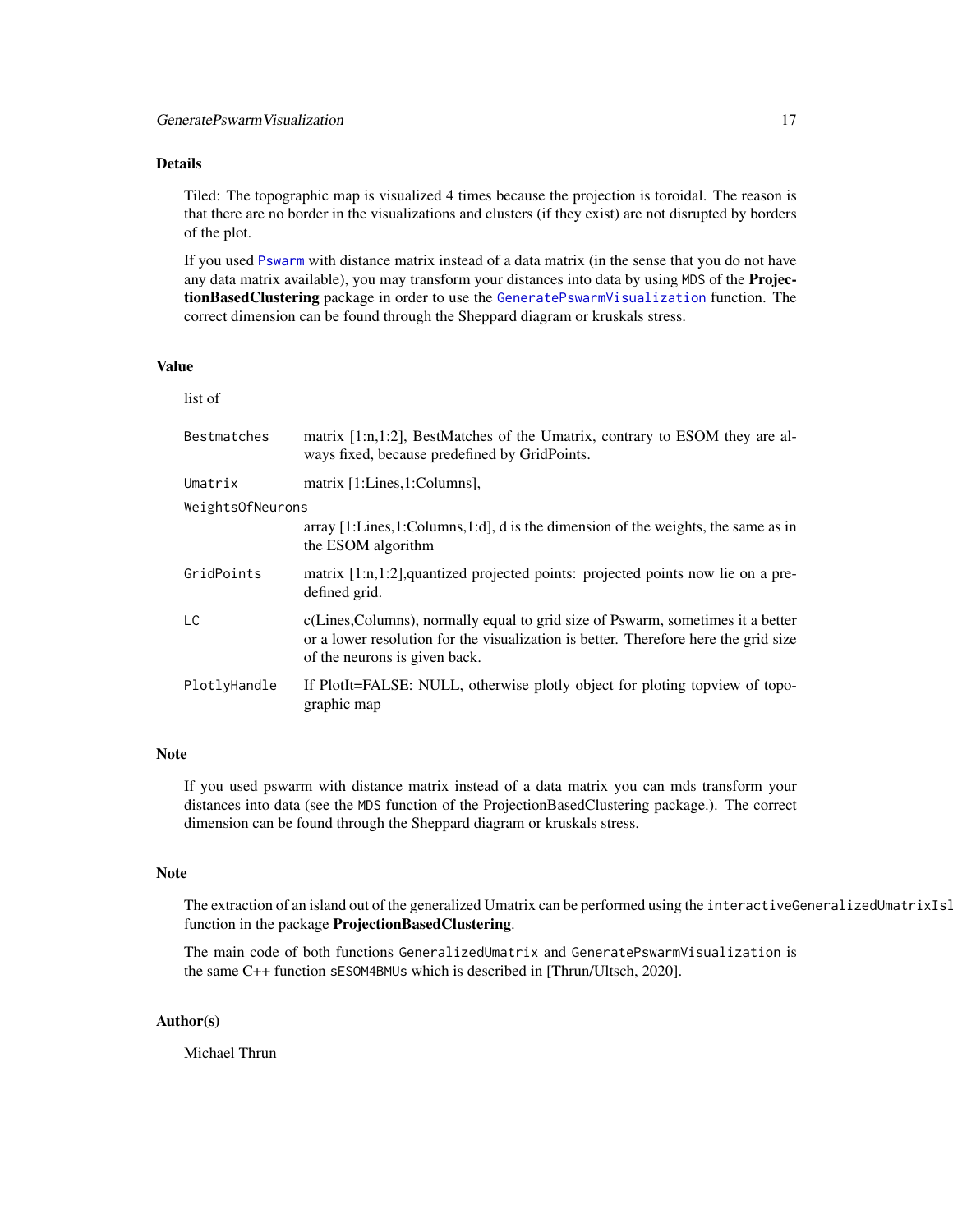### Details

Tiled: The topographic map is visualized 4 times because the projection is toroidal. The reason is that there are no border in the visualizations and clusters (if they exist) are not disrupted by borders of the plot.

If you used Pswarm with distance matrix instead of a data matrix (in the sense that you do not have any data matrix available), you may transform your distances into data by using `MDS` of the **ProjectionBasedClustering** package in order to use the GeneratePswarmVisualization function. The correct dimension can be found through the Sheppard diagram or kruskals stress.

### Value

list of

| | |
|---|---|
| `Bestmatches` | matrix [1:n,1:2], BestMatches of the Umatrix, contrary to ESOM they are always fixed, because predefined by GridPoints. |
| `Umatrix` | matrix [1:Lines,1:Columns], |
| `WeightsOfNeurons` | array [1:Lines,1:Columns,1:d], d is the dimension of the weights, the same as in the ESOM algorithm |
| `GridPoints` | matrix [1:n,1:2],quantized projected points: projected points now lie on a predefined grid. |
| `LC` | c(Lines,Columns), normally equal to grid size of Pswarm, sometimes it a better or a lower resolution for the visualization is better. Therefore here the grid size of the neurons is given back. |
| `PlotlyHandle` | If PlotIt=FALSE: NULL, otherwise plotly object for ploting topview of topographic map |

### Note

If you used pswarm with distance matrix instead of a data matrix you can mds transform your distances into data (see the `MDS` function of the ProjectionBasedClustering package.). The correct dimension can be found through the Sheppard diagram or kruskals stress.

### Note

The extraction of an island out of the generalized Umatrix can be performed using the `interactiveGeneralizedUmatrixIsl` function in the package **ProjectionBasedClustering**.

The main code of both functions `GeneralizedUmatrix` and `GeneratePswarmVisualization` is the same C++ function `sESOM4BMUs` which is described in [Thrun/Ultsch, 2020].

### Author(s)

Michael Thrun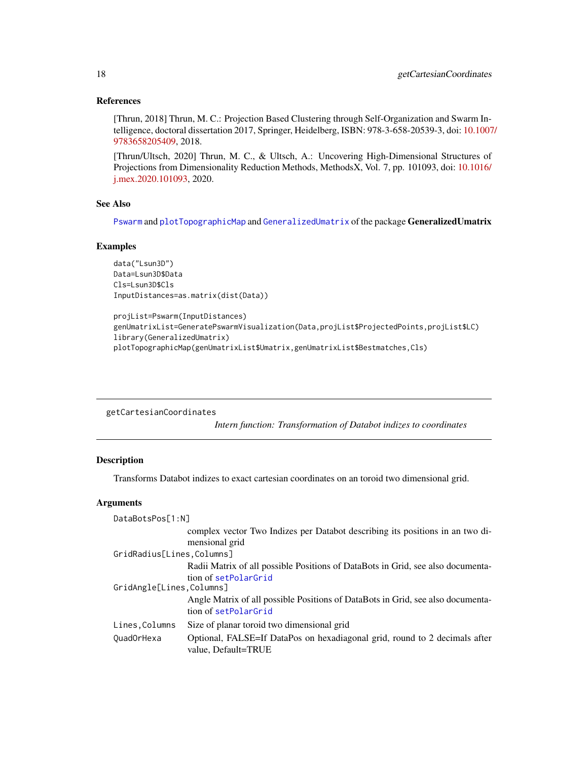### References

[Thrun, 2018] Thrun, M. C.: Projection Based Clustering through Self-Organization and Swarm Intelligence, doctoral dissertation 2017, Springer, Heidelberg, ISBN: 978-3-658-20539-3, doi: 10.1007/9783658205409, 2018.

[Thrun/Ultsch, 2020] Thrun, M. C., & Ultsch, A.: Uncovering High-Dimensional Structures of Projections from Dimensionality Reduction Methods, MethodsX, Vol. 7, pp. 101093, doi: 10.1016/j.mex.2020.101093, 2020.

### See Also

`Pswarm` and `plotTopographicMap` and `GeneralizedUmatrix` of the package **GeneralizedUmatrix**

### Examples

```
data("Lsun3D")
Data=Lsun3D$Data
Cls=Lsun3D$Cls
InputDistances=as.matrix(dist(Data))

projList=Pswarm(InputDistances)
genUmatrixList=GeneratePswarmVisualization(Data,projList$ProjectedPoints,projList$LC)
library(GeneralizedUmatrix)
plotTopographicMap(genUmatrixList$Umatrix,genUmatrixList$Bestmatches,Cls)
```

---

## getCartesianCoordinates

*Intern function: Transformation of Databot indizes to coordinates*

### Description

Transforms Databot indizes to exact cartesian coordinates on an toroid two dimensional grid.

### Arguments

`DataBotsPos[1:N]`
: complex vector Two Indizes per Databot describing its positions in an two dimensional grid

`GridRadius[Lines,Columns]`
: Radii Matrix of all possible Positions of DataBots in Grid, see also documentation of `setPolarGrid`

`GridAngle[Lines,Columns]`
: Angle Matrix of all possible Positions of DataBots in Grid, see also documentation of `setPolarGrid`

`Lines,Columns`
: Size of planar toroid two dimensional grid

`QuadOrHexa`
: Optional, FALSE=If DataPos on hexadiagonal grid, round to 2 decimals after value, Default=TRUE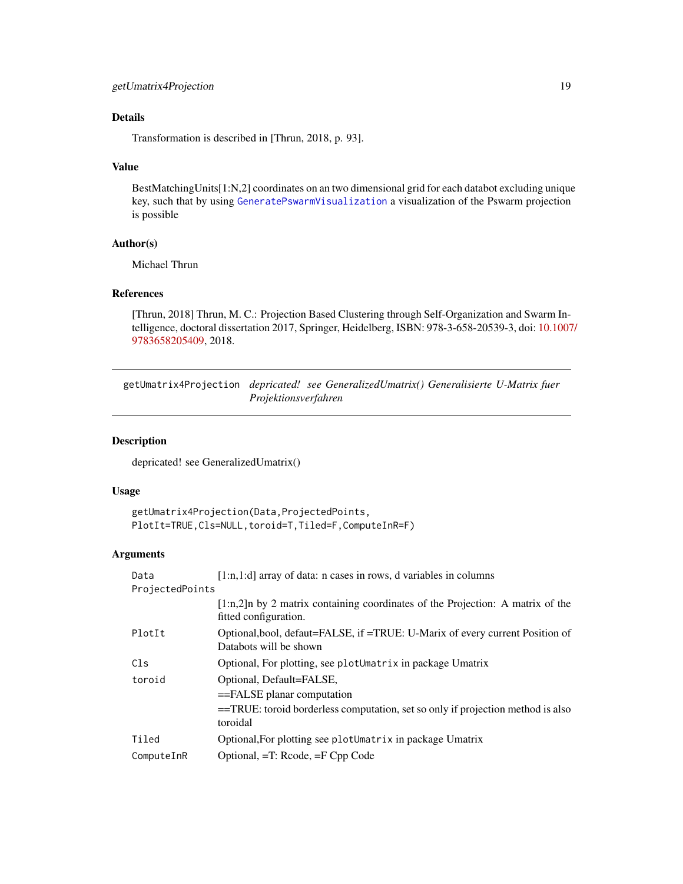## Details

Transformation is described in [Thrun, 2018, p. 93].

## Value

BestMatchingUnits[1:N,2] coordinates on an two dimensional grid for each databot excluding unique key, such that by using GeneratePswarmVisualization a visualization of the Pswarm projection is possible

## Author(s)

Michael Thrun

## References

[Thrun, 2018] Thrun, M. C.: Projection Based Clustering through Self-Organization and Swarm Intelligence, doctoral dissertation 2017, Springer, Heidelberg, ISBN: 978-3-658-20539-3, doi: 10.1007/9783658205409, 2018.

---

# getUmatrix4Projection *depricated! see GeneralizedUmatrix() Generalisierte U-Matrix fuer Projektionsverfahren*

---

## Description

depricated! see GeneralizedUmatrix()

## Usage

```
getUmatrix4Projection(Data,ProjectedPoints,
PlotIt=TRUE,Cls=NULL,toroid=T,Tiled=F,ComputeInR=F)
```

## Arguments

| | |
|---|---|
| Data | [1:n,1:d] array of data: n cases in rows, d variables in columns |
| ProjectedPoints | [1:n,2]n by 2 matrix containing coordinates of the Projection: A matrix of the fitted configuration. |
| PlotIt | Optional,bool, defaut=FALSE, if =TRUE: U-Marix of every current Position of Databots will be shown |
| Cls | Optional, For plotting, see `plotUmatrix` in package Umatrix |
| toroid | Optional, Default=FALSE,<br>==FALSE planar computation<br>==TRUE: toroid borderless computation, set so only if projection method is also toroidal |
| Tiled | Optional,For plotting see `plotUmatrix` in package Umatrix |
| ComputeInR | Optional, =T: Rcode, =F Cpp Code |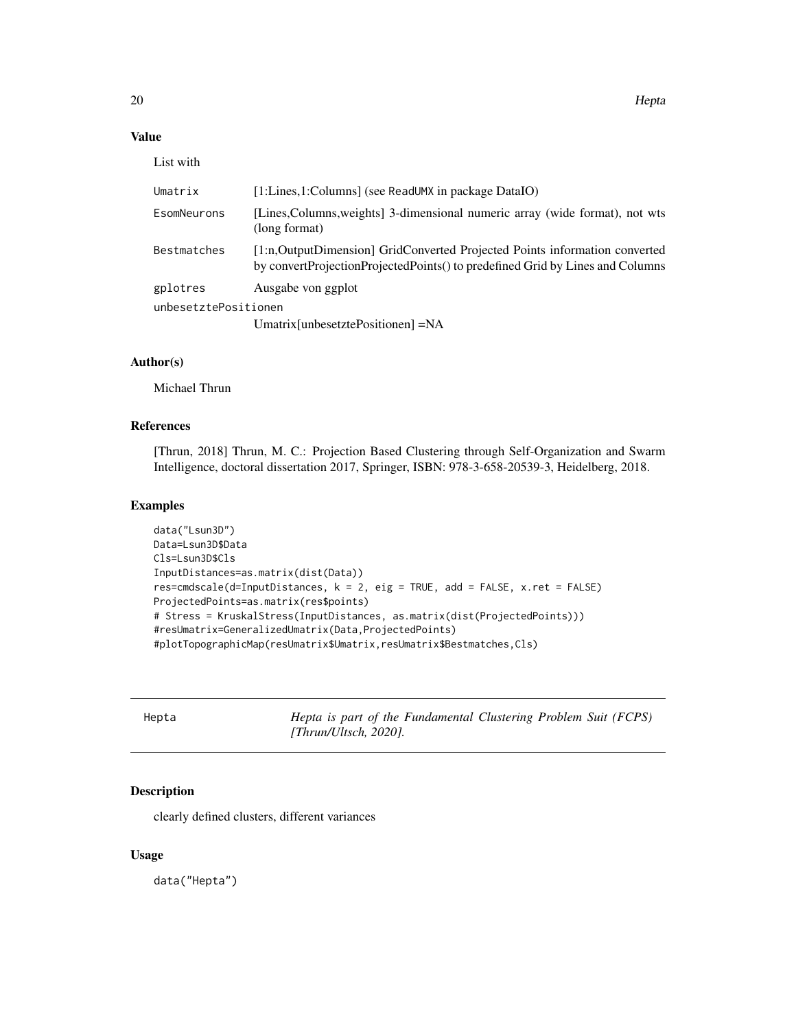### Value

List with

| | |
|---|---|
| Umatrix | [1:Lines,1:Columns] (see ReadUMX in package DataIO) |
| EsomNeurons | [Lines,Columns,weights] 3-dimensional numeric array (wide format), not wts (long format) |
| Bestmatches | [1:n,OutputDimension] GridConverted Projected Points information converted by convertProjectionProjectedPoints() to predefined Grid by Lines and Columns |
| gplotres | Ausgabe von ggplot |
| unbesetztePositionen | Umatrix[unbesetztePositionen] =NA |

### Author(s)

Michael Thrun

### References

[Thrun, 2018] Thrun, M. C.: Projection Based Clustering through Self-Organization and Swarm Intelligence, doctoral dissertation 2017, Springer, ISBN: 978-3-658-20539-3, Heidelberg, 2018.

### Examples

```
data("Lsun3D")
Data=Lsun3D$Data
Cls=Lsun3D$Cls
InputDistances=as.matrix(dist(Data))
res=cmdscale(d=InputDistances, k = 2, eig = TRUE, add = FALSE, x.ret = FALSE)
ProjectedPoints=as.matrix(res$points)
# Stress = KruskalStress(InputDistances, as.matrix(dist(ProjectedPoints)))
#resUmatrix=GeneralizedUmatrix(Data,ProjectedPoints)
#plotTopographicMap(resUmatrix$Umatrix,resUmatrix$Bestmatches,Cls)
```

---

## Hepta — *Hepta is part of the Fundamental Clustering Problem Suit (FCPS) [Thrun/Ultsch, 2020].*

---

### Description

clearly defined clusters, different variances

### Usage

```
data("Hepta")
```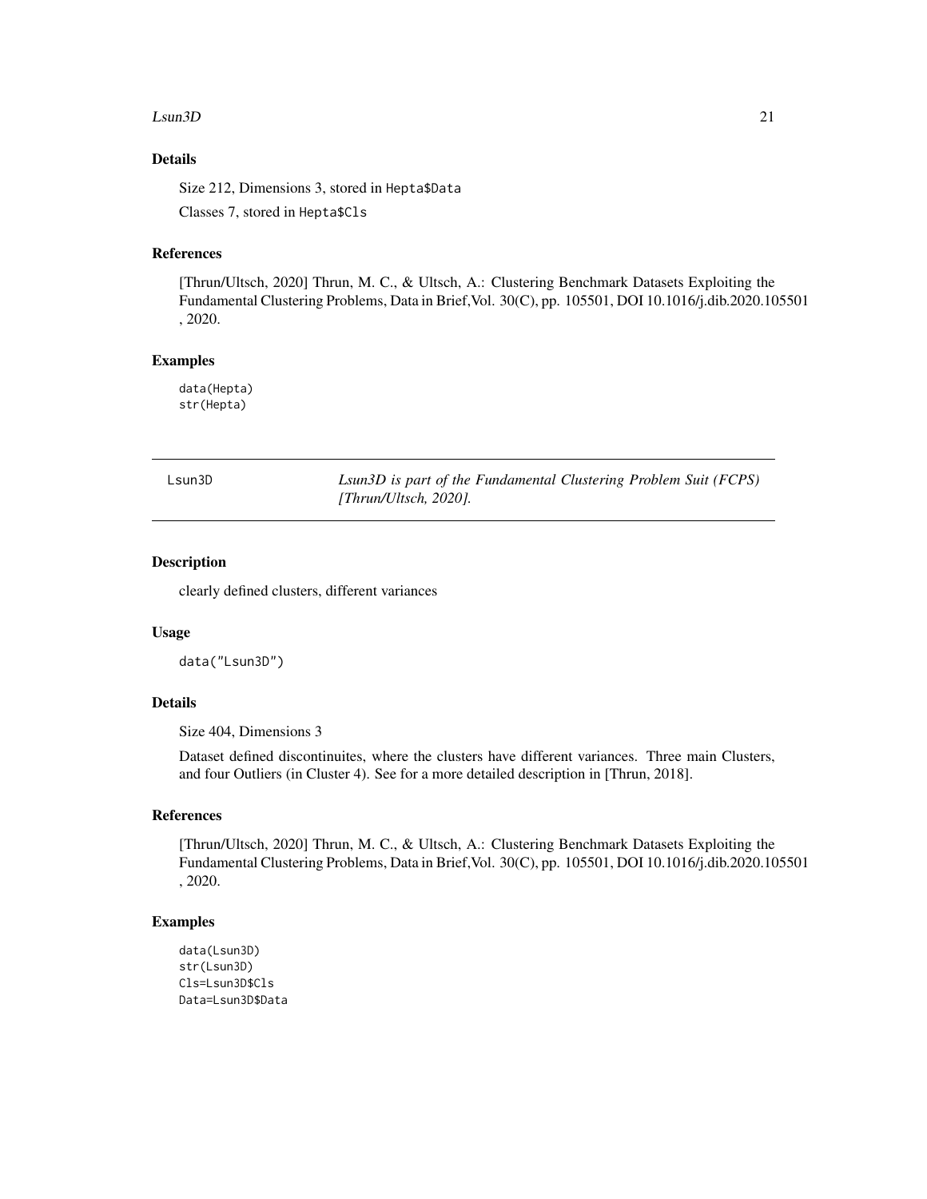### Details

Size 212, Dimensions 3, stored in `Hepta$Data`

Classes 7, stored in `Hepta$Cls`

### References

[Thrun/Ultsch, 2020] Thrun, M. C., & Ultsch, A.: Clustering Benchmark Datasets Exploiting the Fundamental Clustering Problems, Data in Brief,Vol. 30(C), pp. 105501, DOI 10.1016/j.dib.2020.105501 , 2020.

### Examples

```
data(Hepta)
str(Hepta)
```

---

## Lsun3D — *Lsun3D is part of the Fundamental Clustering Problem Suit (FCPS) [Thrun/Ultsch, 2020].*

### Description

clearly defined clusters, different variances

### Usage

```
data("Lsun3D")
```

### Details

Size 404, Dimensions 3

Dataset defined discontinuites, where the clusters have different variances. Three main Clusters, and four Outliers (in Cluster 4). See for a more detailed description in [Thrun, 2018].

### References

[Thrun/Ultsch, 2020] Thrun, M. C., & Ultsch, A.: Clustering Benchmark Datasets Exploiting the Fundamental Clustering Problems, Data in Brief,Vol. 30(C), pp. 105501, DOI 10.1016/j.dib.2020.105501 , 2020.

### Examples

```
data(Lsun3D)
str(Lsun3D)
Cls=Lsun3D$Cls
Data=Lsun3D$Data
```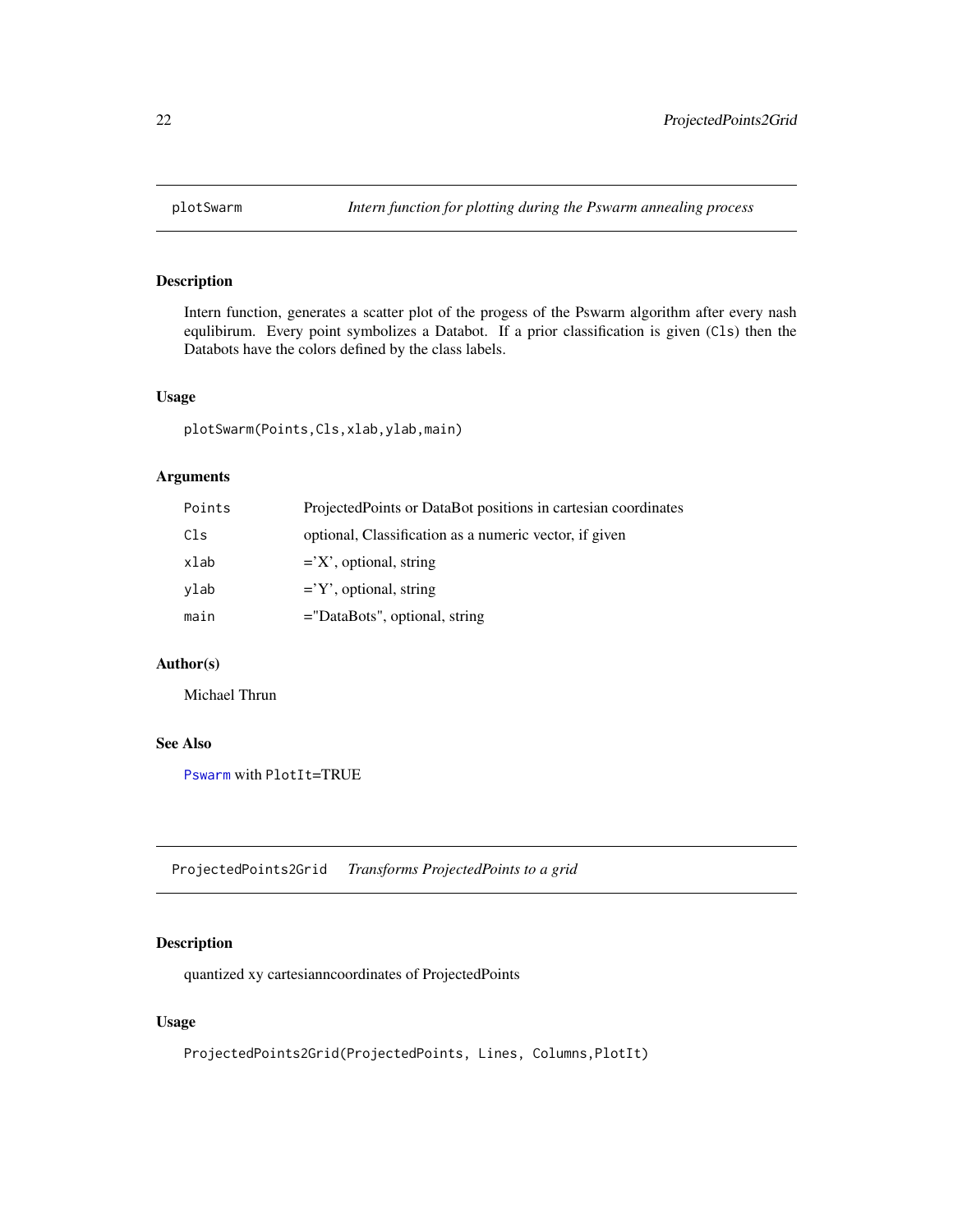## plotSwarm

*Intern function for plotting during the Pswarm annealing process*

### Description

Intern function, generates a scatter plot of the progess of the Pswarm algorithm after every nash equlibirum. Every point symbolizes a Databot. If a prior classification is given (`Cls`) then the Databots have the colors defined by the class labels.

### Usage

```
plotSwarm(Points,Cls,xlab,ylab,main)
```

### Arguments

| | |
|---|---|
| `Points` | ProjectedPoints or DataBot positions in cartesian coordinates |
| `Cls` | optional, Classification as a numeric vector, if given |
| `xlab` | ='X', optional, string |
| `ylab` | ='Y', optional, string |
| `main` | ="DataBots", optional, string |

### Author(s)

Michael Thrun

### See Also

`Pswarm` with `PlotIt`=TRUE

## ProjectedPoints2Grid

*Transforms ProjectedPoints to a grid*

### Description

quantized xy cartesianncoordinates of ProjectedPoints

### Usage

```
ProjectedPoints2Grid(ProjectedPoints, Lines, Columns,PlotIt)
```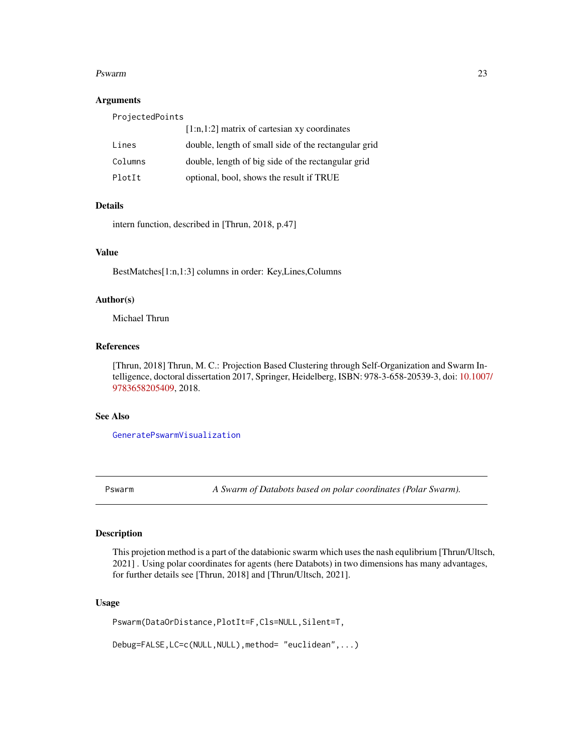### Arguments

| | |
|---|---|
| ProjectedPoints | [1:n,1:2] matrix of cartesian xy coordinates |
| Lines | double, length of small side of the rectangular grid |
| Columns | double, length of big side of the rectangular grid |
| PlotIt | optional, bool, shows the result if TRUE |

### Details

intern function, described in [Thrun, 2018, p.47]

### Value

BestMatches[1:n,1:3] columns in order: Key,Lines,Columns

### Author(s)

Michael Thrun

### References

[Thrun, 2018] Thrun, M. C.: Projection Based Clustering through Self-Organization and Swarm Intelligence, doctoral dissertation 2017, Springer, Heidelberg, ISBN: 978-3-658-20539-3, doi: 10.1007/9783658205409, 2018.

### See Also

GeneratePswarmVisualization

---

## Pswarm — *A Swarm of Databots based on polar coordinates (Polar Swarm).*

### Description

This projetion method is a part of the databionic swarm which uses the nash equlibrium [Thrun/Ultsch, 2021] . Using polar coordinates for agents (here Databots) in two dimensions has many advantages, for further details see [Thrun, 2018] and [Thrun/Ultsch, 2021].

### Usage

```
Pswarm(DataOrDistance,PlotIt=F,Cls=NULL,Silent=T,

Debug=FALSE,LC=c(NULL,NULL),method= "euclidean",...)
```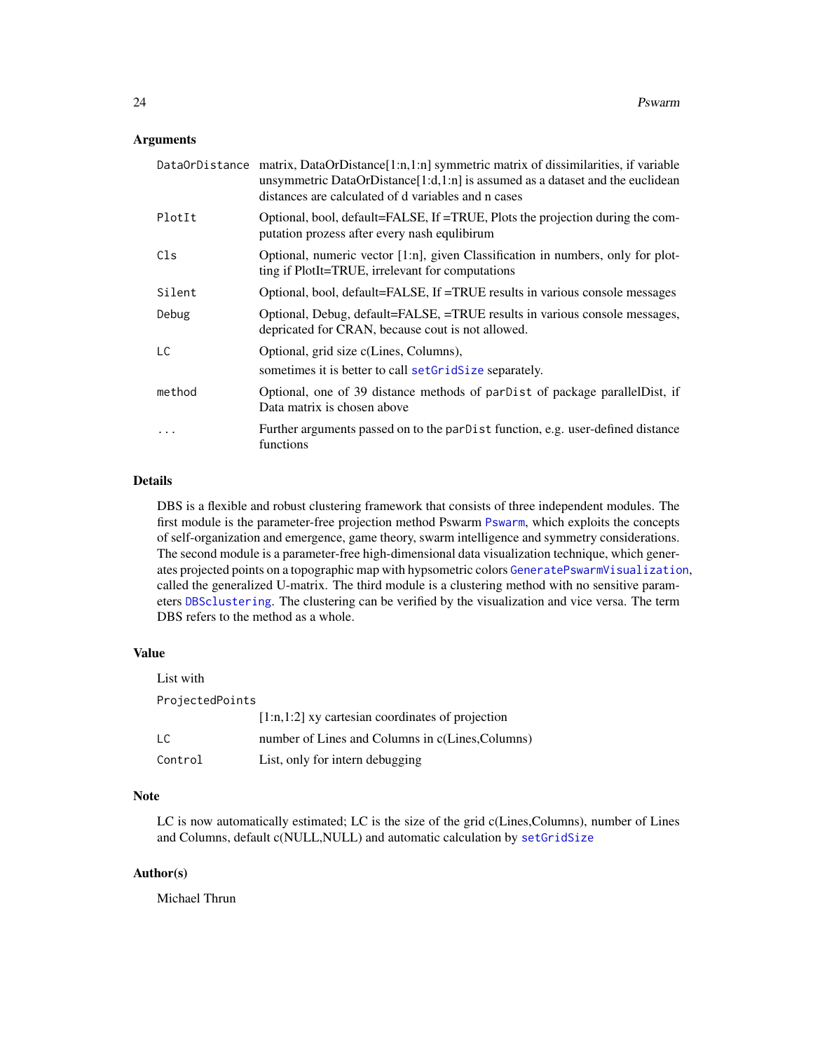## Arguments

| | |
|---|---|
| `DataOrDistance` | matrix, DataOrDistance[1:n,1:n] symmetric matrix of dissimilarities, if variable unsymmetric DataOrDistance[1:d,1:n] is assumed as a dataset and the euclidean distances are calculated of d variables and n cases |
| `PlotIt` | Optional, bool, default=FALSE, If =TRUE, Plots the projection during the computation prozess after every nash equlibirum |
| `Cls` | Optional, numeric vector [1:n], given Classification in numbers, only for plotting if PlotIt=TRUE, irrelevant for computations |
| `Silent` | Optional, bool, default=FALSE, If =TRUE results in various console messages |
| `Debug` | Optional, Debug, default=FALSE, =TRUE results in various console messages, depricated for CRAN, because cout is not allowed. |
| `LC` | Optional, grid size c(Lines, Columns), sometimes it is better to call `setGridSize` separately. |
| `method` | Optional, one of 39 distance methods of `parDist` of package parallelDist, if Data matrix is chosen above |
| `...` | Further arguments passed on to the `parDist` function, e.g. user-defined distance functions |

## Details

DBS is a flexible and robust clustering framework that consists of three independent modules. The first module is the parameter-free projection method Pswarm `Pswarm`, which exploits the concepts of self-organization and emergence, game theory, swarm intelligence and symmetry considerations. The second module is a parameter-free high-dimensional data visualization technique, which generates projected points on a topographic map with hypsometric colors `GeneratePswarmVisualization`, called the generalized U-matrix. The third module is a clustering method with no sensitive parameters `DBSclustering`. The clustering can be verified by the visualization and vice versa. The term DBS refers to the method as a whole.

## Value

List with

| | |
|---|---|
| `ProjectedPoints` | [1:n,1:2] xy cartesian coordinates of projection |
| `LC` | number of Lines and Columns in c(Lines,Columns) |
| `Control` | List, only for intern debugging |

## Note

LC is now automatically estimated; LC is the size of the grid c(Lines,Columns), number of Lines and Columns, default c(NULL,NULL) and automatic calculation by `setGridSize`

## Author(s)

Michael Thrun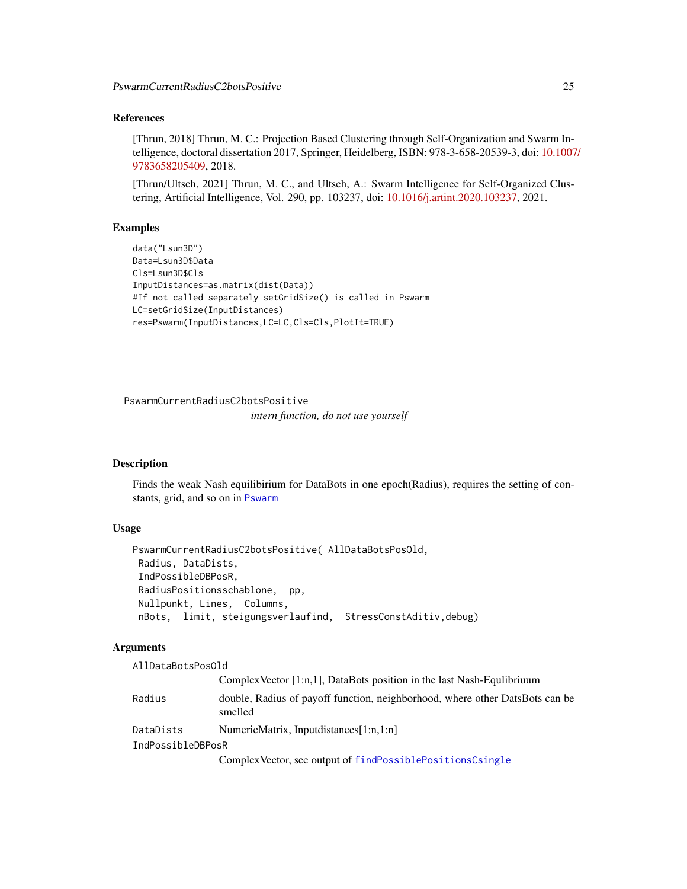## References

[Thrun, 2018] Thrun, M. C.: Projection Based Clustering through Self-Organization and Swarm Intelligence, doctoral dissertation 2017, Springer, Heidelberg, ISBN: 978-3-658-20539-3, doi: 10.1007/9783658205409, 2018.

[Thrun/Ultsch, 2021] Thrun, M. C., and Ultsch, A.: Swarm Intelligence for Self-Organized Clustering, Artificial Intelligence, Vol. 290, pp. 103237, doi: 10.1016/j.artint.2020.103237, 2021.

## Examples

```
data("Lsun3D")
Data=Lsun3D$Data
Cls=Lsun3D$Cls
InputDistances=as.matrix(dist(Data))
#If not called separately setGridSize() is called in Pswarm
LC=setGridSize(InputDistances)
res=Pswarm(InputDistances,LC=LC,Cls=Cls,PlotIt=TRUE)
```

---

# PswarmCurrentRadiusC2botsPositive

*intern function, do not use yourself*

## Description

Finds the weak Nash equilibirium for DataBots in one epoch(Radius), requires the setting of constants, grid, and so on in `Pswarm`

## Usage

```
PswarmCurrentRadiusC2botsPositive( AllDataBotsPosOld,
 Radius, DataDists,
 IndPossibleDBPosR,
 RadiusPositionsschablone,  pp,
 Nullpunkt, Lines,  Columns,
 nBots,  limit, steigungsverlaufind,  StressConstAditiv,debug)
```

## Arguments

`AllDataBotsPosOld`
: ComplexVector [1:n,1], DataBots position in the last Nash-Equlibriuum

`Radius`
: double, Radius of payoff function, neighborhood, where other DatsBots can be smelled

`DataDists`
: NumericMatrix, Inputdistances[1:n,1:n]

`IndPossibleDBPosR`
: ComplexVector, see output of `findPossiblePositionsCsingle`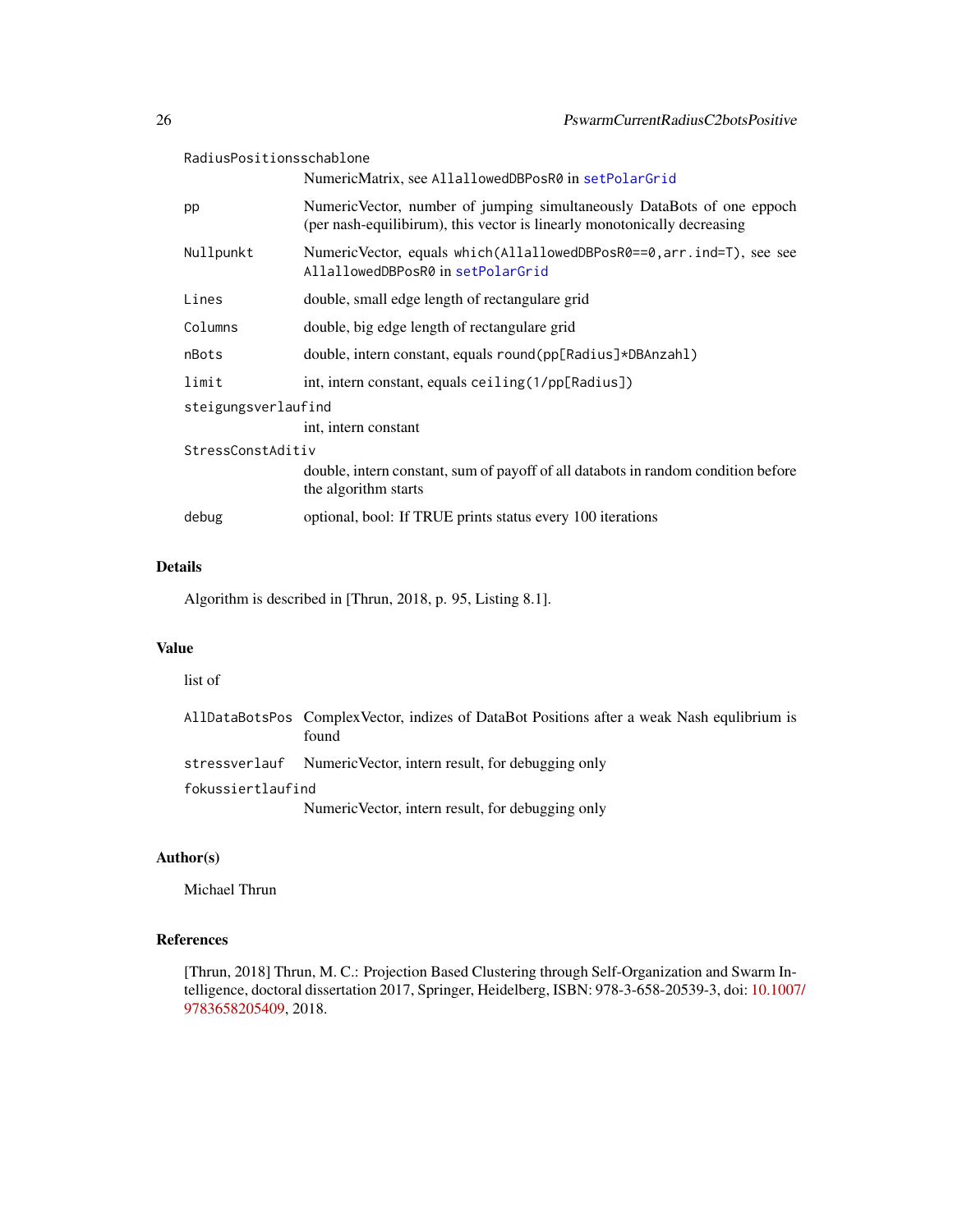RadiusPositionsschablone
: NumericMatrix, see `AllallowedDBPosR0` in setPolarGrid

pp
: NumericVector, number of jumping simultaneously DataBots of one eppoch (per nash-equilibirum), this vector is linearly monotonically decreasing

Nullpunkt
: NumericVector, equals `which(AllallowedDBPosR0==0,arr.ind=T)`, see see `AllallowedDBPosR0` in setPolarGrid

Lines
: double, small edge length of rectangulare grid

Columns
: double, big edge length of rectangulare grid

nBots
: double, intern constant, equals `round(pp[Radius]*DBAnzahl)`

limit
: int, intern constant, equals `ceiling(1/pp[Radius])`

steigungsverlaufind
: int, intern constant

StressConstAditiv
: double, intern constant, sum of payoff of all databots in random condition before the algorithm starts

debug
: optional, bool: If TRUE prints status every 100 iterations

## Details

Algorithm is described in [Thrun, 2018, p. 95, Listing 8.1].

## Value

list of

AllDataBotsPos
: ComplexVector, indizes of DataBot Positions after a weak Nash equlibrium is found

stressverlauf
: NumericVector, intern result, for debugging only

fokussiertlaufind
: NumericVector, intern result, for debugging only

## Author(s)

Michael Thrun

## References

[Thrun, 2018] Thrun, M. C.: Projection Based Clustering through Self-Organization and Swarm Intelligence, doctoral dissertation 2017, Springer, Heidelberg, ISBN: 978-3-658-20539-3, doi: 10.1007/9783658205409, 2018.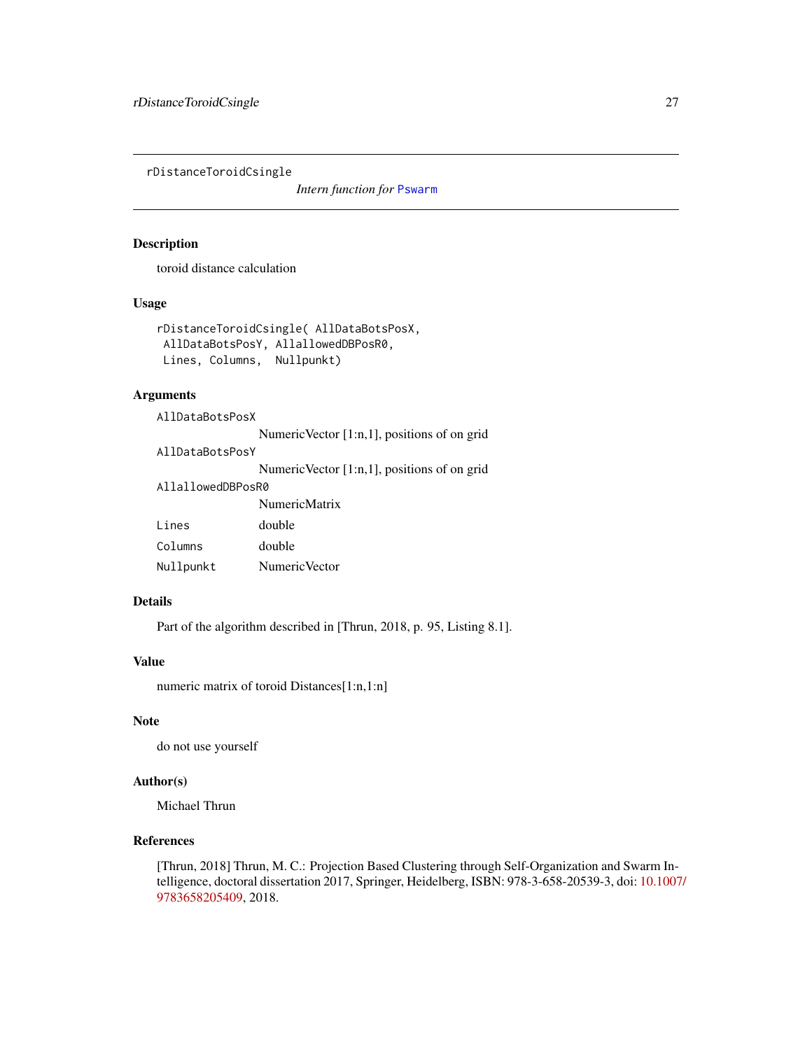# rDistanceToroidCsingle

*Intern function for* Pswarm

## Description

toroid distance calculation

## Usage

```
rDistanceToroidCsingle( AllDataBotsPosX,
 AllDataBotsPosY, AllallowedDBPosR0,
 Lines, Columns,  Nullpunkt)
```

## Arguments

| | |
|---|---|
| AllDataBotsPosX | NumericVector [1:n,1], positions of on grid |
| AllDataBotsPosY | NumericVector [1:n,1], positions of on grid |
| AllallowedDBPosR0 | NumericMatrix |
| Lines | double |
| Columns | double |
| Nullpunkt | NumericVector |

## Details

Part of the algorithm described in [Thrun, 2018, p. 95, Listing 8.1].

## Value

numeric matrix of toroid Distances[1:n,1:n]

## Note

do not use yourself

## Author(s)

Michael Thrun

## References

[Thrun, 2018] Thrun, M. C.: Projection Based Clustering through Self-Organization and Swarm Intelligence, doctoral dissertation 2017, Springer, Heidelberg, ISBN: 978-3-658-20539-3, doi: 10.1007/9783658205409, 2018.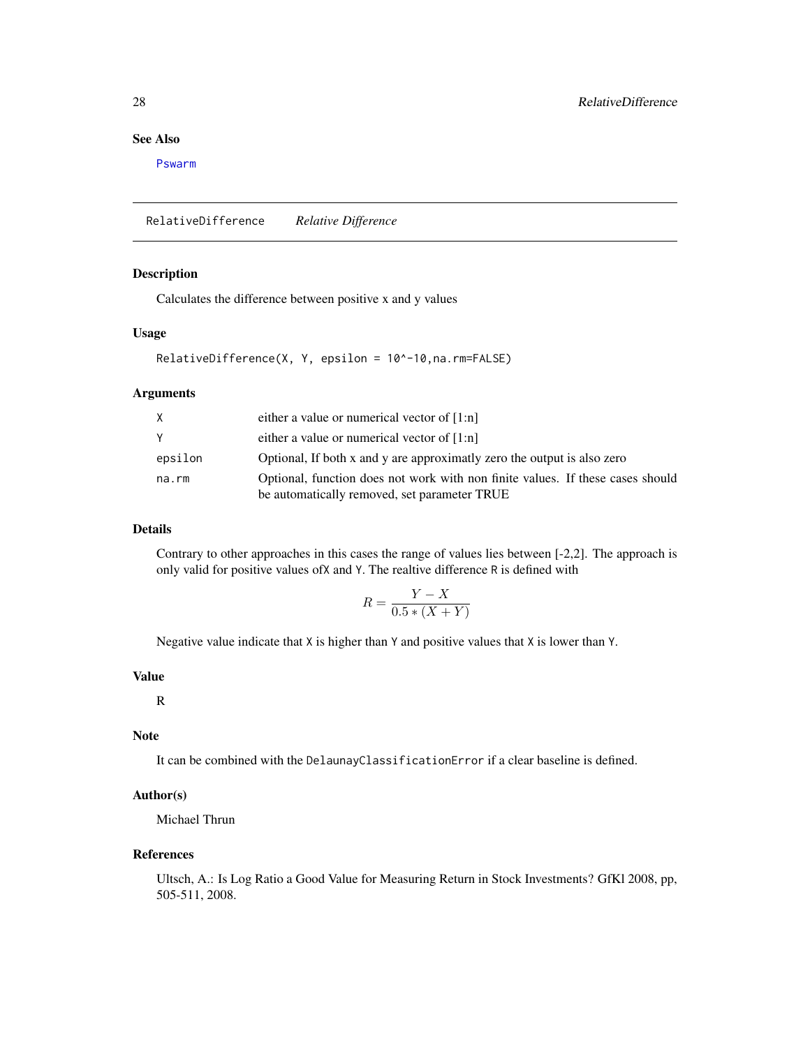## See Also

Pswarm

---

RelativeDifference *Relative Difference*

---

### Description

Calculates the difference between positive x and y values

### Usage

```
RelativeDifference(X, Y, epsilon = 10^-10,na.rm=FALSE)
```

### Arguments

| | |
|---|---|
| X | either a value or numerical vector of [1:n] |
| Y | either a value or numerical vector of [1:n] |
| epsilon | Optional, If both x and y are approximatly zero the output is also zero |
| na.rm | Optional, function does not work with non finite values. If these cases should be automatically removed, set parameter TRUE |

### Details

Contrary to other approaches in this cases the range of values lies between [-2,2]. The approach is only valid for positive values ofX and Y. The realtive difference R is defined with

$$R = \frac{Y - X}{0.5 * (X + Y)}$$

Negative value indicate that X is higher than Y and positive values that X is lower than Y.

### Value

R

### Note

It can be combined with the DelaunayClassificationError if a clear baseline is defined.

### Author(s)

Michael Thrun

### References

Ultsch, A.: Is Log Ratio a Good Value for Measuring Return in Stock Investments? GfKl 2008, pp, 505-511, 2008.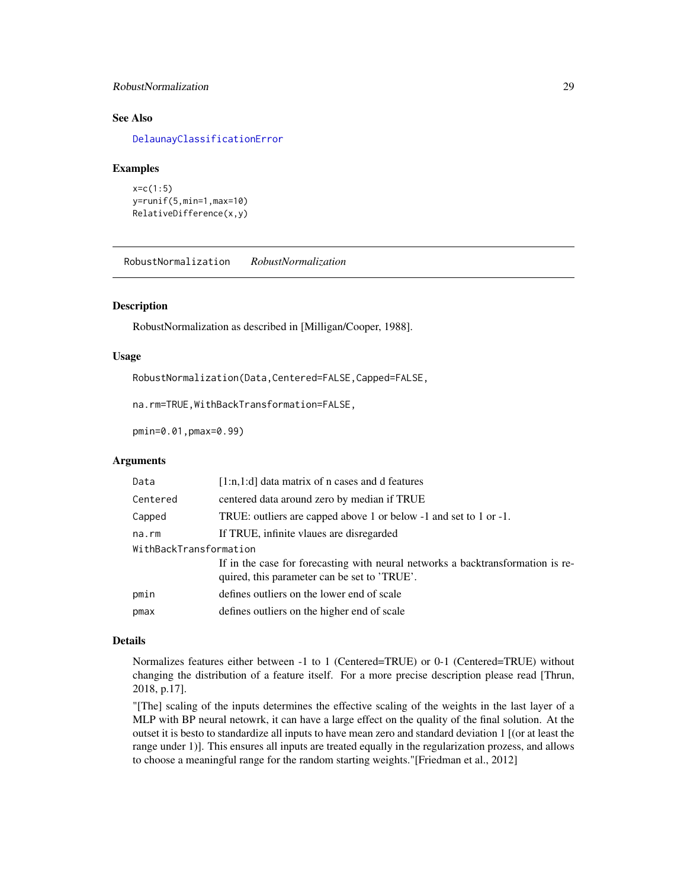## See Also

DelaunayClassificationError

## Examples

```
x=c(1:5)
y=runif(5,min=1,max=10)
RelativeDifference(x,y)
```

---

# RobustNormalization *RobustNormalization*

## Description

RobustNormalization as described in [Milligan/Cooper, 1988].

## Usage

```
RobustNormalization(Data,Centered=FALSE,Capped=FALSE,

na.rm=TRUE,WithBackTransformation=FALSE,

pmin=0.01,pmax=0.99)
```

## Arguments

| | |
|---|---|
| `Data` | [1:n,1:d] data matrix of n cases and d features |
| `Centered` | centered data around zero by median if TRUE |
| `Capped` | TRUE: outliers are capped above 1 or below -1 and set to 1 or -1. |
| `na.rm` | If TRUE, infinite vlaues are disregarded |
| `WithBackTransformation` | If in the case for forecasting with neural networks a backtransformation is required, this parameter can be set to 'TRUE'. |
| `pmin` | defines outliers on the lower end of scale |
| `pmax` | defines outliers on the higher end of scale |

## Details

Normalizes features either between -1 to 1 (Centered=TRUE) or 0-1 (Centered=TRUE) without changing the distribution of a feature itself. For a more precise description please read [Thrun, 2018, p.17].

"[The] scaling of the inputs determines the effective scaling of the weights in the last layer of a MLP with BP neural netowrk, it can have a large effect on the quality of the final solution. At the outset it is besto to standardize all inputs to have mean zero and standard deviation 1 [(or at least the range under 1)]. This ensures all inputs are treated equally in the regularization prozess, and allows to choose a meaningful range for the random starting weights."[Friedman et al., 2012]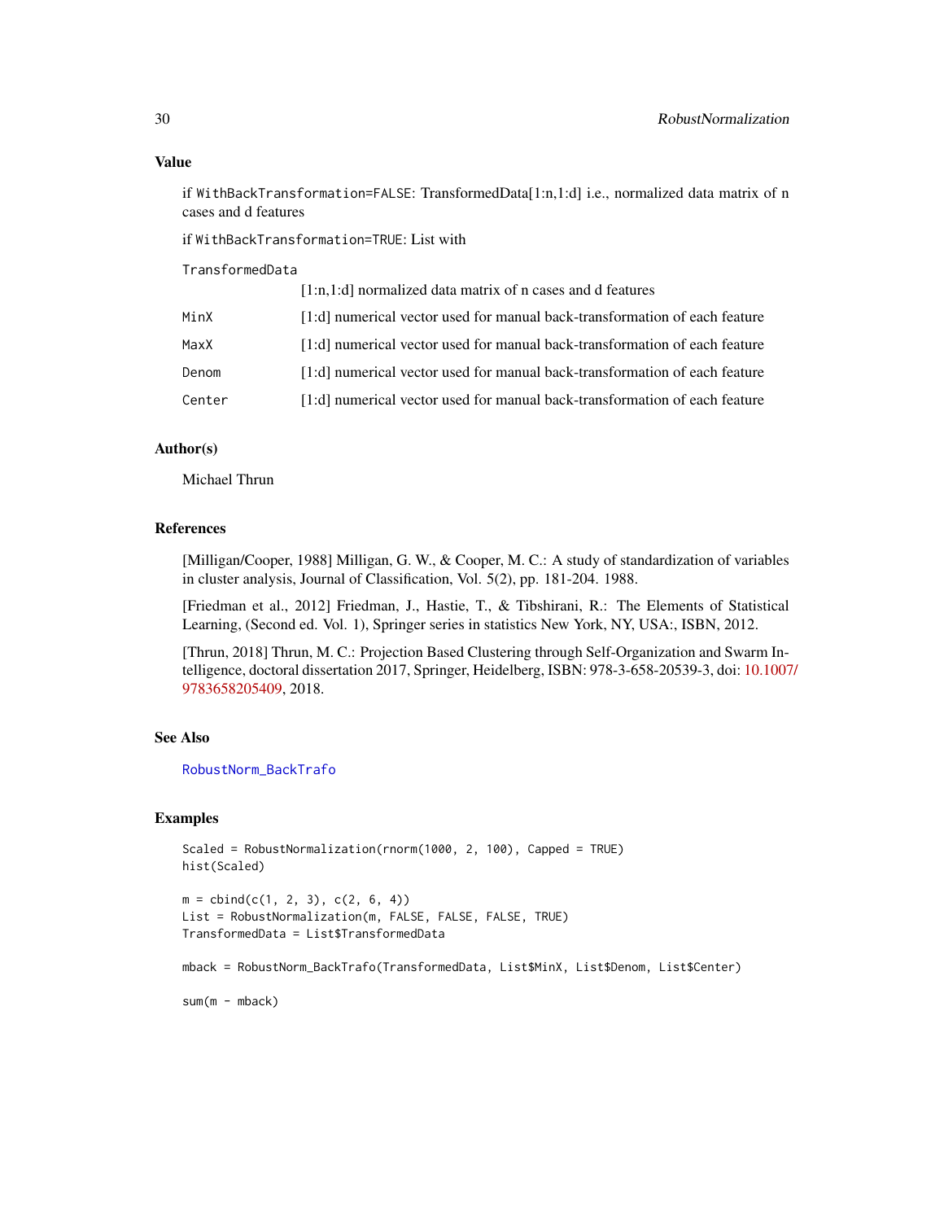## Value

if `WithBackTransformation=FALSE`: TransformedData[1:n,1:d] i.e., normalized data matrix of n cases and d features

if `WithBackTransformation=TRUE`: List with

| | |
|---|---|
| `TransformedData` | [1:n,1:d] normalized data matrix of n cases and d features |
| `MinX` | [1:d] numerical vector used for manual back-transformation of each feature |
| `MaxX` | [1:d] numerical vector used for manual back-transformation of each feature |
| `Denom` | [1:d] numerical vector used for manual back-transformation of each feature |
| `Center` | [1:d] numerical vector used for manual back-transformation of each feature |

## Author(s)

Michael Thrun

## References

[Milligan/Cooper, 1988] Milligan, G. W., & Cooper, M. C.: A study of standardization of variables in cluster analysis, Journal of Classification, Vol. 5(2), pp. 181-204. 1988.

[Friedman et al., 2012] Friedman, J., Hastie, T., & Tibshirani, R.: The Elements of Statistical Learning, (Second ed. Vol. 1), Springer series in statistics New York, NY, USA:, ISBN, 2012.

[Thrun, 2018] Thrun, M. C.: Projection Based Clustering through Self-Organization and Swarm Intelligence, doctoral dissertation 2017, Springer, Heidelberg, ISBN: 978-3-658-20539-3, doi: 10.1007/9783658205409, 2018.

## See Also

`RobustNorm_BackTrafo`

## Examples

```
Scaled = RobustNormalization(rnorm(1000, 2, 100), Capped = TRUE)
hist(Scaled)

m = cbind(c(1, 2, 3), c(2, 6, 4))
List = RobustNormalization(m, FALSE, FALSE, FALSE, TRUE)
TransformedData = List$TransformedData

mback = RobustNorm_BackTrafo(TransformedData, List$MinX, List$Denom, List$Center)

sum(m - mback)
```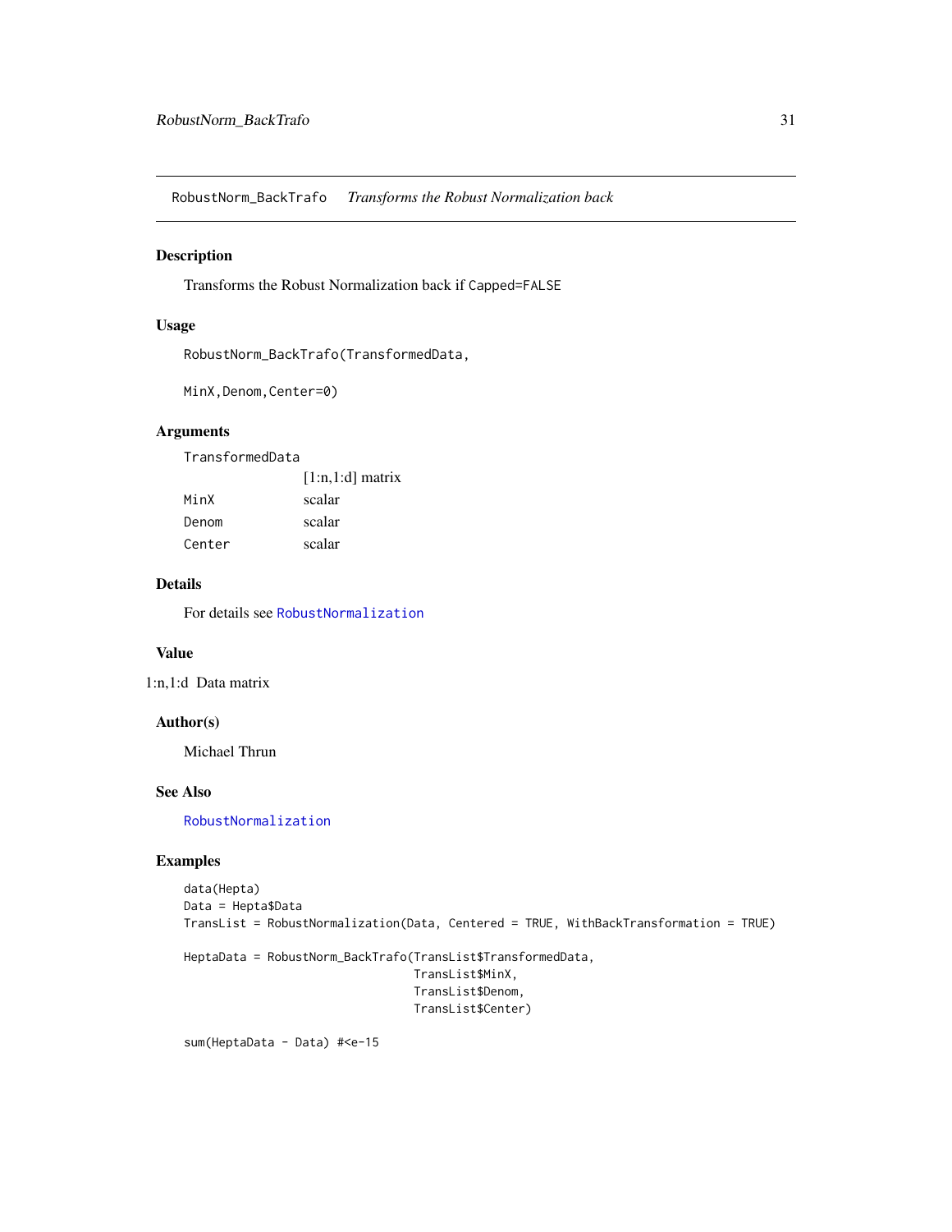## RobustNorm_BackTrafo *Transforms the Robust Normalization back*

### Description

Transforms the Robust Normalization back if `Capped=FALSE`

### Usage

```
RobustNorm_BackTrafo(TransformedData,

MinX,Denom,Center=0)
```

### Arguments

| | |
|---|---|
| TransformedData | [1:n,1:d] matrix |
| MinX | scalar |
| Denom | scalar |
| Center | scalar |

### Details

For details see `RobustNormalization`

### Value

1:n,1:d Data matrix

### Author(s)

Michael Thrun

### See Also

`RobustNormalization`

### Examples

```
data(Hepta)
Data = Hepta$Data
TransList = RobustNormalization(Data, Centered = TRUE, WithBackTransformation = TRUE)

HeptaData = RobustNorm_BackTrafo(TransList$TransformedData,
                                 TransList$MinX,
                                 TransList$Denom,
                                 TransList$Center)

sum(HeptaData - Data) #<e-15
```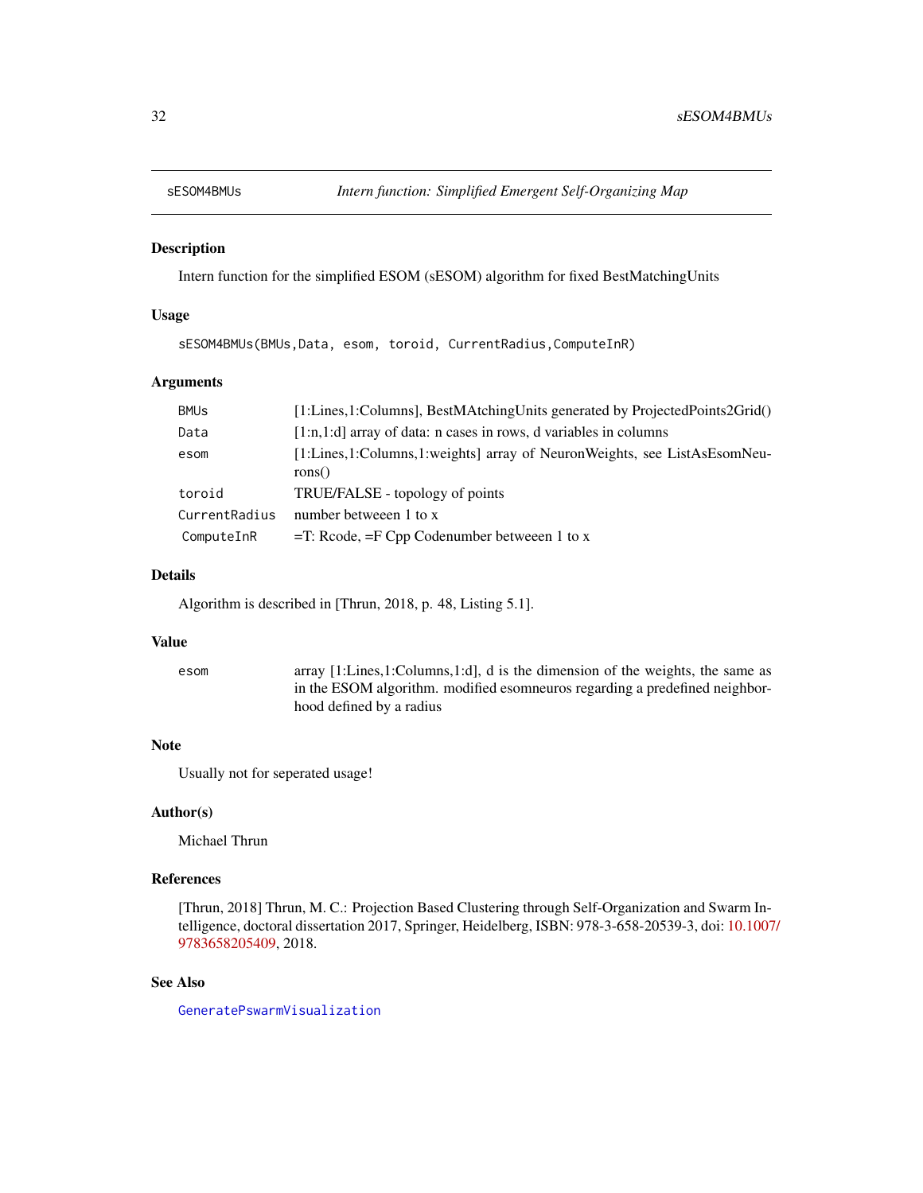# sESOM4BMUs — *Intern function: Simplified Emergent Self-Organizing Map*

## Description

Intern function for the simplified ESOM (sESOM) algorithm for fixed BestMatchingUnits

## Usage

```
sESOM4BMUs(BMUs,Data, esom, toroid, CurrentRadius,ComputeInR)
```

## Arguments

| | |
|---|---|
| BMUs | [1:Lines,1:Columns], BestMAtchingUnits generated by ProjectedPoints2Grid() |
| Data | [1:n,1:d] array of data: n cases in rows, d variables in columns |
| esom | [1:Lines,1:Columns,1:weights] array of NeuronWeights, see ListAsEsomNeurons() |
| toroid | TRUE/FALSE - topology of points |
| CurrentRadius | number betweeen 1 to x |
| ComputeInR | =T: Rcode, =F Cpp Codenumber betweeen 1 to x |

## Details

Algorithm is described in [Thrun, 2018, p. 48, Listing 5.1].

## Value

| | |
|---|---|
| esom | array [1:Lines,1:Columns,1:d], d is the dimension of the weights, the same as in the ESOM algorithm. modified esomneuros regarding a predefined neighborhood defined by a radius |

## Note

Usually not for seperated usage!

## Author(s)

Michael Thrun

## References

[Thrun, 2018] Thrun, M. C.: Projection Based Clustering through Self-Organization and Swarm Intelligence, doctoral dissertation 2017, Springer, Heidelberg, ISBN: 978-3-658-20539-3, doi: 10.1007/9783658205409, 2018.

## See Also

GeneratePswarmVisualization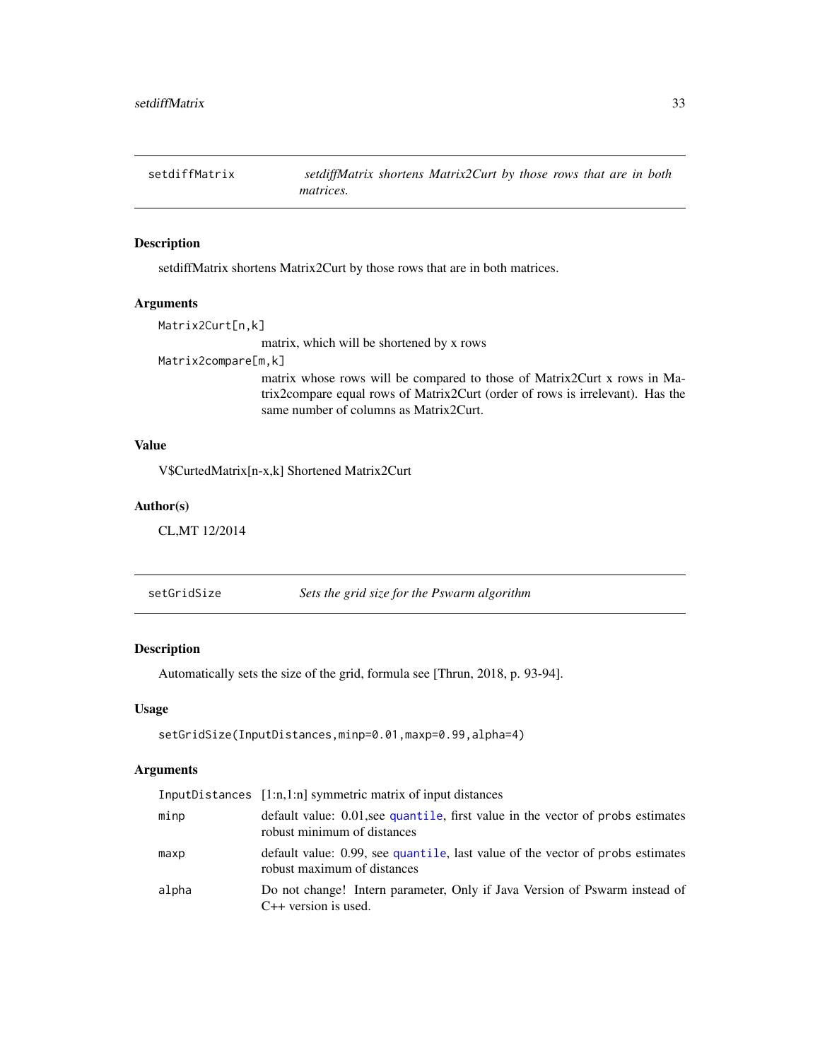## setdiffMatrix — *setdiffMatrix shortens Matrix2Curt by those rows that are in both matrices.*

### Description

setdiffMatrix shortens Matrix2Curt by those rows that are in both matrices.

### Arguments

`Matrix2Curt[n,k]`
: matrix, which will be shortened by x rows

`Matrix2compare[m,k]`
: matrix whose rows will be compared to those of Matrix2Curt x rows in Matrix2compare equal rows of Matrix2Curt (order of rows is irrelevant). Has the same number of columns as Matrix2Curt.

### Value

V$CurtedMatrix[n-x,k] Shortened Matrix2Curt

### Author(s)

CL,MT 12/2014

## setGridSize — *Sets the grid size for the Pswarm algorithm*

### Description

Automatically sets the size of the grid, formula see [Thrun, 2018, p. 93-94].

### Usage

```
setGridSize(InputDistances,minp=0.01,maxp=0.99,alpha=4)
```

### Arguments

| | |
|---|---|
| `InputDistances` | [1:n,1:n] symmetric matrix of input distances |
| `minp` | default value: 0.01,see `quantile`, first value in the vector of `probs` estimates robust minimum of distances |
| `maxp` | default value: 0.99, see `quantile`, last value of the vector of `probs` estimates robust maximum of distances |
| `alpha` | Do not change! Intern parameter, Only if Java Version of Pswarm instead of C++ version is used. |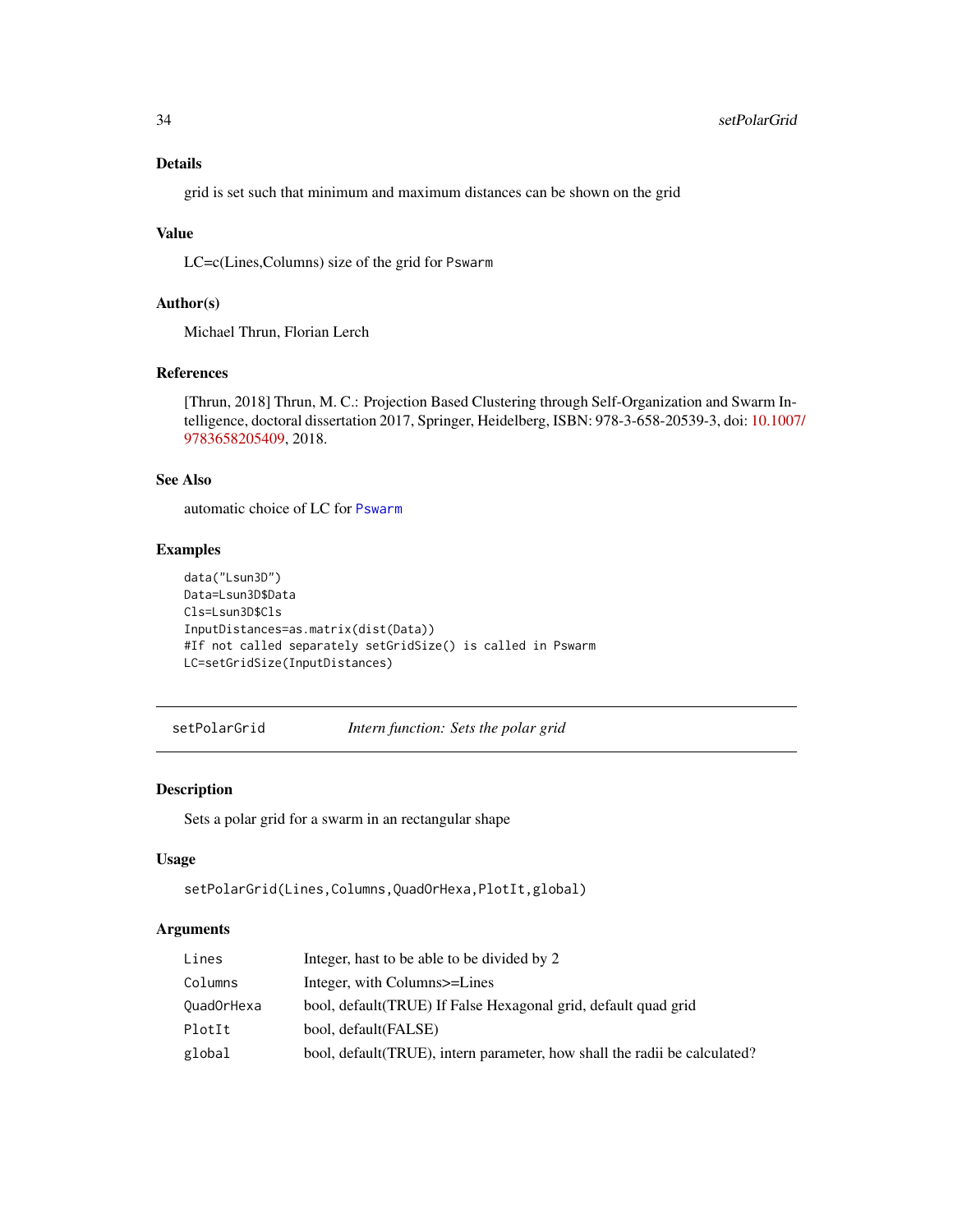### Details

grid is set such that minimum and maximum distances can be shown on the grid

### Value

LC=c(Lines,Columns) size of the grid for Pswarm

### Author(s)

Michael Thrun, Florian Lerch

### References

[Thrun, 2018] Thrun, M. C.: Projection Based Clustering through Self-Organization and Swarm Intelligence, doctoral dissertation 2017, Springer, Heidelberg, ISBN: 978-3-658-20539-3, doi: 10.1007/9783658205409, 2018.

### See Also

automatic choice of LC for Pswarm

### Examples

```
data("Lsun3D")
Data=Lsun3D$Data
Cls=Lsun3D$Cls
InputDistances=as.matrix(dist(Data))
#If not called separately setGridSize() is called in Pswarm
LC=setGridSize(InputDistances)
```

---

## setPolarGrid *Intern function: Sets the polar grid*

### Description

Sets a polar grid for a swarm in an rectangular shape

### Usage

```
setPolarGrid(Lines,Columns,QuadOrHexa,PlotIt,global)
```

### Arguments

| | |
|---|---|
| Lines | Integer, hast to be able to be divided by 2 |
| Columns | Integer, with Columns>=Lines |
| QuadOrHexa | bool, default(TRUE) If False Hexagonal grid, default quad grid |
| PlotIt | bool, default(FALSE) |
| global | bool, default(TRUE), intern parameter, how shall the radii be calculated? |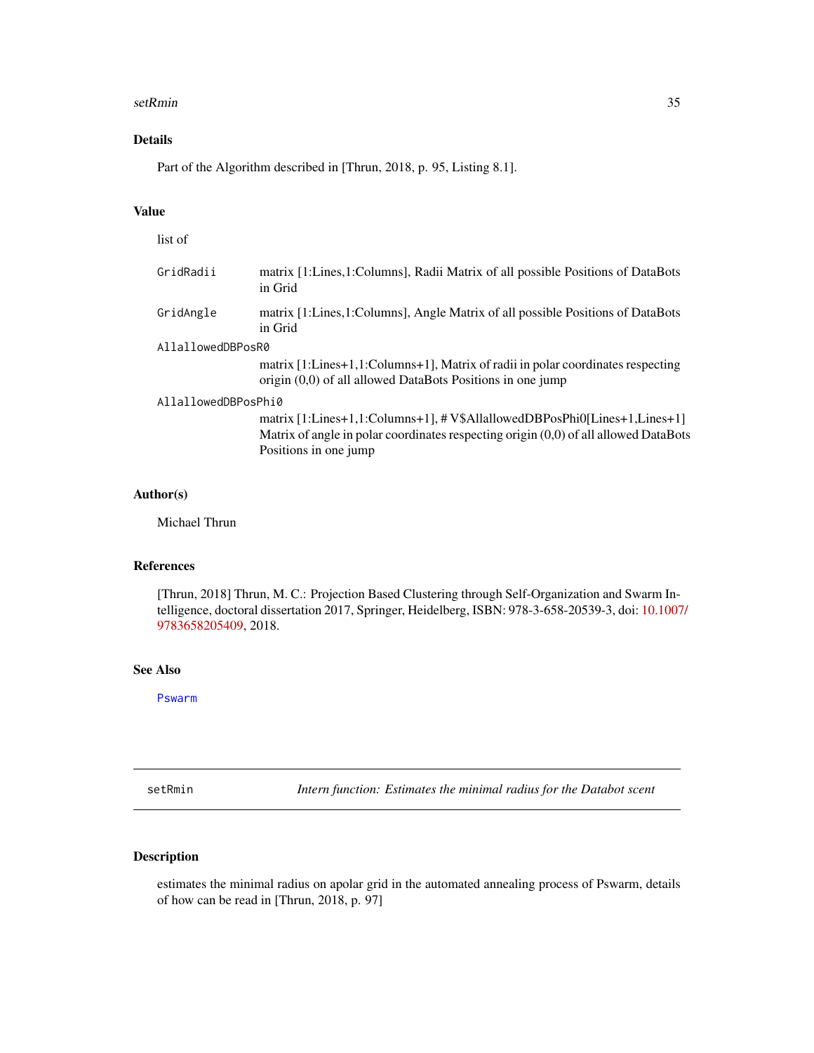## Details

Part of the Algorithm described in [Thrun, 2018, p. 95, Listing 8.1].

## Value

list of

- `GridRadii` matrix [1:Lines,1:Columns], Radii Matrix of all possible Positions of DataBots in Grid
- `GridAngle` matrix [1:Lines,1:Columns], Angle Matrix of all possible Positions of DataBots in Grid
- `AllallowedDBPosR0` matrix [1:Lines+1,1:Columns+1], Matrix of radii in polar coordinates respecting origin (0,0) of all allowed DataBots Positions in one jump
- `AllallowedDBPosPhi0` matrix [1:Lines+1,1:Columns+1], # V$AllallowedDBPosPhi0[Lines+1,Lines+1] Matrix of angle in polar coordinates respecting origin (0,0) of all allowed DataBots Positions in one jump

## Author(s)

Michael Thrun

## References

[Thrun, 2018] Thrun, M. C.: Projection Based Clustering through Self-Organization and Swarm Intelligence, doctoral dissertation 2017, Springer, Heidelberg, ISBN: 978-3-658-20539-3, doi: 10.1007/9783658205409, 2018.

## See Also

`Pswarm`

---

# setRmin — *Intern function: Estimates the minimal radius for the Databot scent*

## Description

estimates the minimal radius on apolar grid in the automated annealing process of Pswarm, details of how can be read in [Thrun, 2018, p. 97]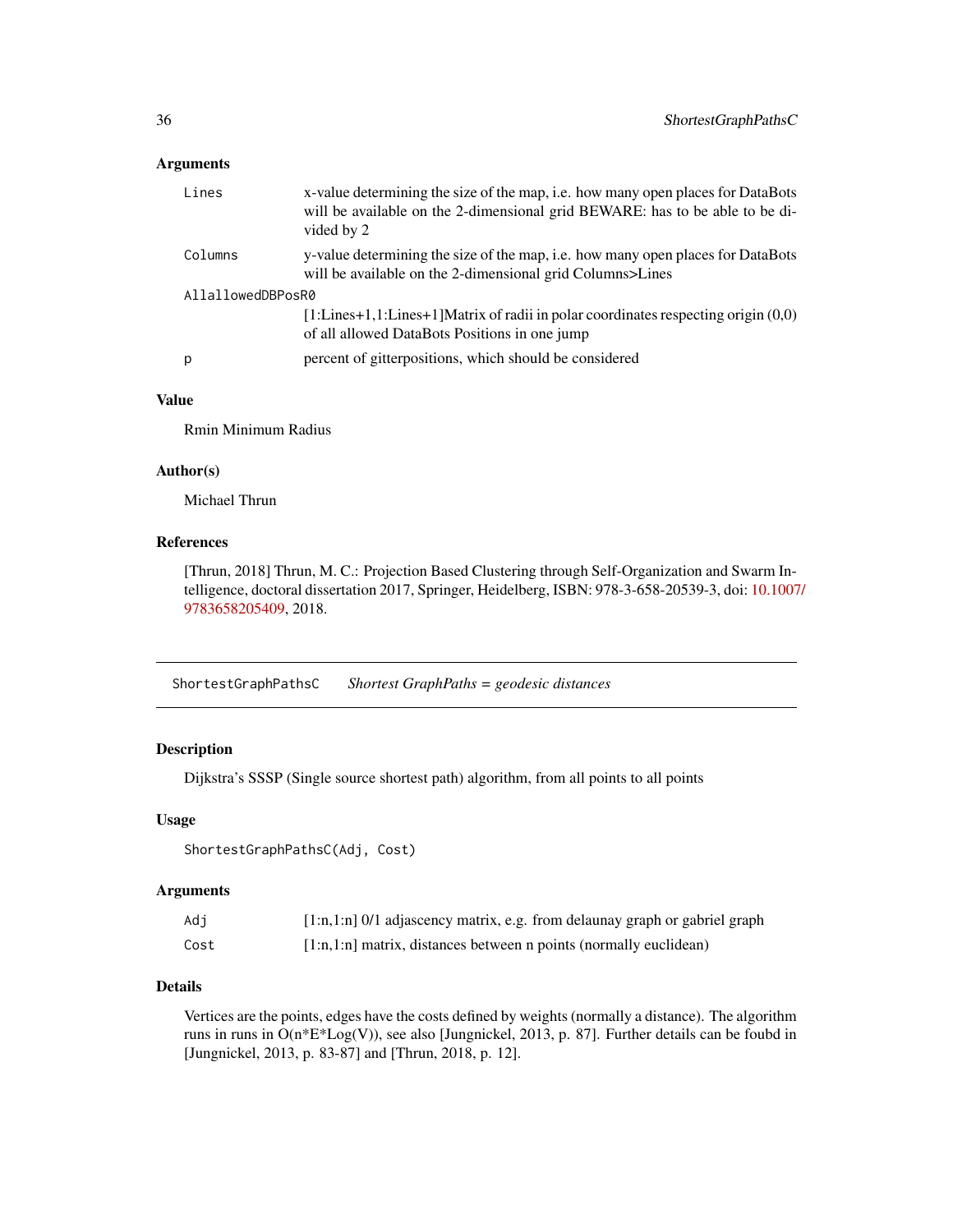### Arguments

| | |
|---|---|
| Lines | x-value determining the size of the map, i.e. how many open places for DataBots will be available on the 2-dimensional grid BEWARE: has to be able to be divided by 2 |
| Columns | y-value determining the size of the map, i.e. how many open places for DataBots will be available on the 2-dimensional grid Columns>Lines |
| AllallowedDBPosR0 | [1:Lines+1,1:Lines+1]Matrix of radii in polar coordinates respecting origin (0,0) of all allowed DataBots Positions in one jump |
| p | percent of gitterpositions, which should be considered |

### Value

Rmin Minimum Radius

### Author(s)

Michael Thrun

### References

[Thrun, 2018] Thrun, M. C.: Projection Based Clustering through Self-Organization and Swarm Intelligence, doctoral dissertation 2017, Springer, Heidelberg, ISBN: 978-3-658-20539-3, doi: 10.1007/9783658205409, 2018.

---

## ShortestGraphPathsC *Shortest GraphPaths = geodesic distances*

### Description

Dijkstra's SSSP (Single source shortest path) algorithm, from all points to all points

### Usage

```
ShortestGraphPathsC(Adj, Cost)
```

### Arguments

| | |
|---|---|
| Adj | [1:n,1:n] 0/1 adjascency matrix, e.g. from delaunay graph or gabriel graph |
| Cost | [1:n,1:n] matrix, distances between n points (normally euclidean) |

### Details

Vertices are the points, edges have the costs defined by weights (normally a distance). The algorithm runs in runs in O(n*E*Log(V)), see also [Jungnickel, 2013, p. 87]. Further details can be foubd in [Jungnickel, 2013, p. 83-87] and [Thrun, 2018, p. 12].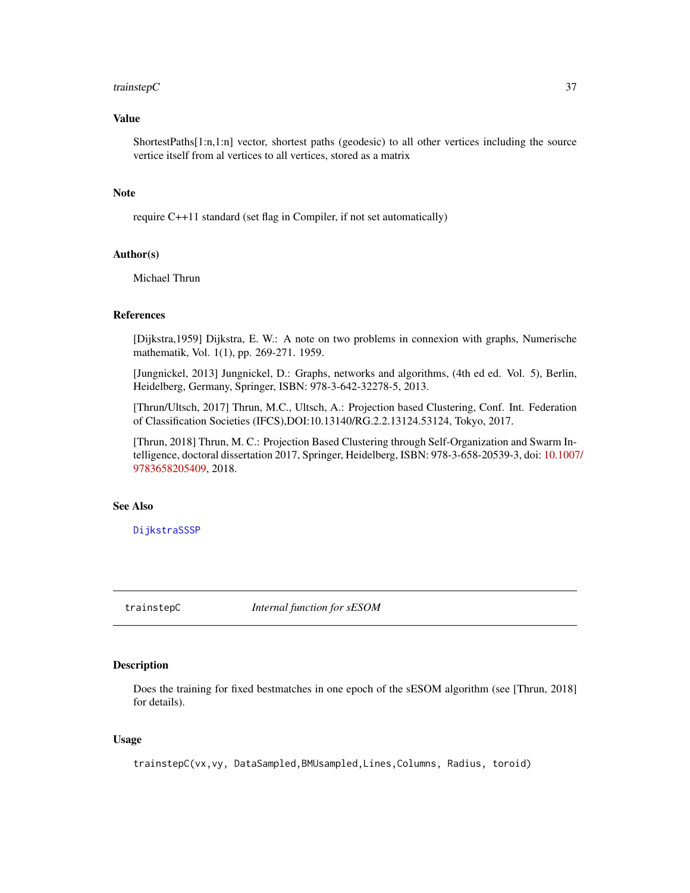## Value

ShortestPaths[1:n,1:n] vector, shortest paths (geodesic) to all other vertices including the source vertice itself from al vertices to all vertices, stored as a matrix

## Note

require C++11 standard (set flag in Compiler, if not set automatically)

## Author(s)

Michael Thrun

## References

[Dijkstra,1959] Dijkstra, E. W.: A note on two problems in connexion with graphs, Numerische mathematik, Vol. 1(1), pp. 269-271. 1959.

[Jungnickel, 2013] Jungnickel, D.: Graphs, networks and algorithms, (4th ed ed. Vol. 5), Berlin, Heidelberg, Germany, Springer, ISBN: 978-3-642-32278-5, 2013.

[Thrun/Ultsch, 2017] Thrun, M.C., Ultsch, A.: Projection based Clustering, Conf. Int. Federation of Classification Societies (IFCS),DOI:10.13140/RG.2.2.13124.53124, Tokyo, 2017.

[Thrun, 2018] Thrun, M. C.: Projection Based Clustering through Self-Organization and Swarm Intelligence, doctoral dissertation 2017, Springer, Heidelberg, ISBN: 978-3-658-20539-3, doi: 10.1007/9783658205409, 2018.

## See Also

DijkstraSSSP

---

# trainstepC *Internal function for sESOM*

## Description

Does the training for fixed bestmatches in one epoch of the sESOM algorithm (see [Thrun, 2018] for details).

## Usage

```
trainstepC(vx,vy, DataSampled,BMUsampled,Lines,Columns, Radius, toroid)
```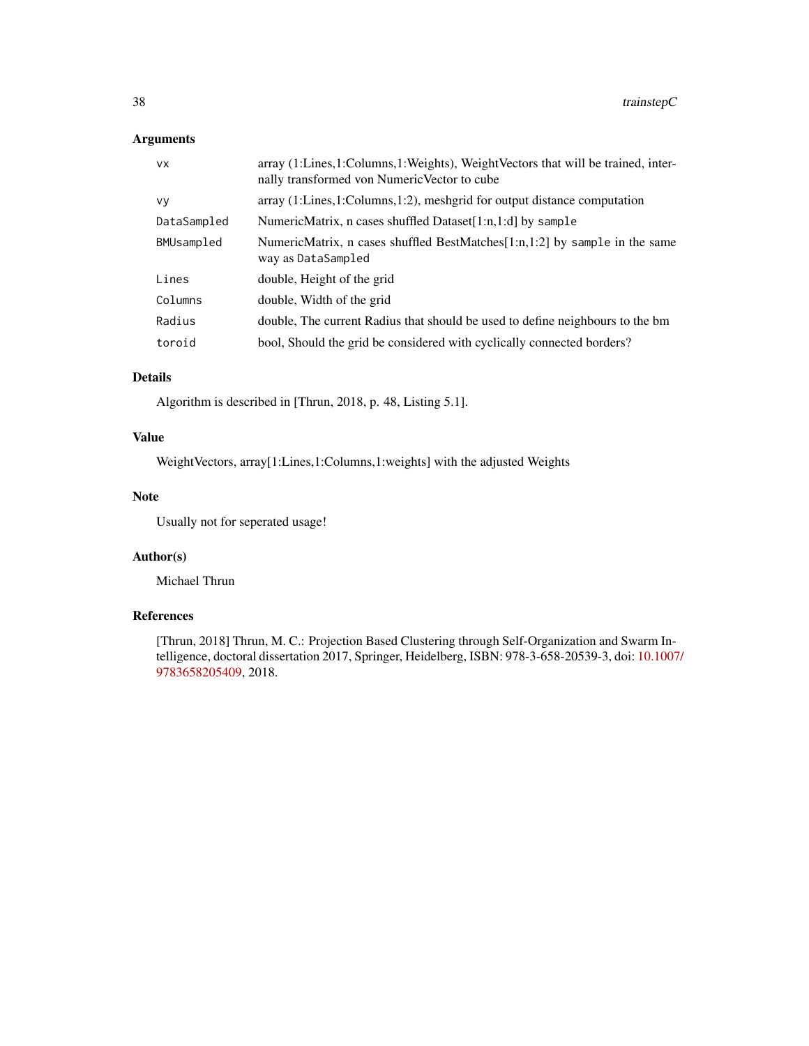## Arguments

| | |
|---|---|
| `vx` | array (1:Lines,1:Columns,1:Weights), WeightVectors that will be trained, internally transformed von NumericVector to cube |
| `vy` | array (1:Lines,1:Columns,1:2), meshgrid for output distance computation |
| `DataSampled` | NumericMatrix, n cases shuffled Dataset[1:n,1:d] by `sample` |
| `BMUsampled` | NumericMatrix, n cases shuffled BestMatches[1:n,1:2] by `sample` in the same way as `DataSampled` |
| `Lines` | double, Height of the grid |
| `Columns` | double, Width of the grid |
| `Radius` | double, The current Radius that should be used to define neighbours to the bm |
| `toroid` | bool, Should the grid be considered with cyclically connected borders? |

## Details

Algorithm is described in [Thrun, 2018, p. 48, Listing 5.1].

## Value

WeightVectors, array[1:Lines,1:Columns,1:weights] with the adjusted Weights

## Note

Usually not for seperated usage!

## Author(s)

Michael Thrun

## References

[Thrun, 2018] Thrun, M. C.: Projection Based Clustering through Self-Organization and Swarm Intelligence, doctoral dissertation 2017, Springer, Heidelberg, ISBN: 978-3-658-20539-3, doi: 10.1007/9783658205409, 2018.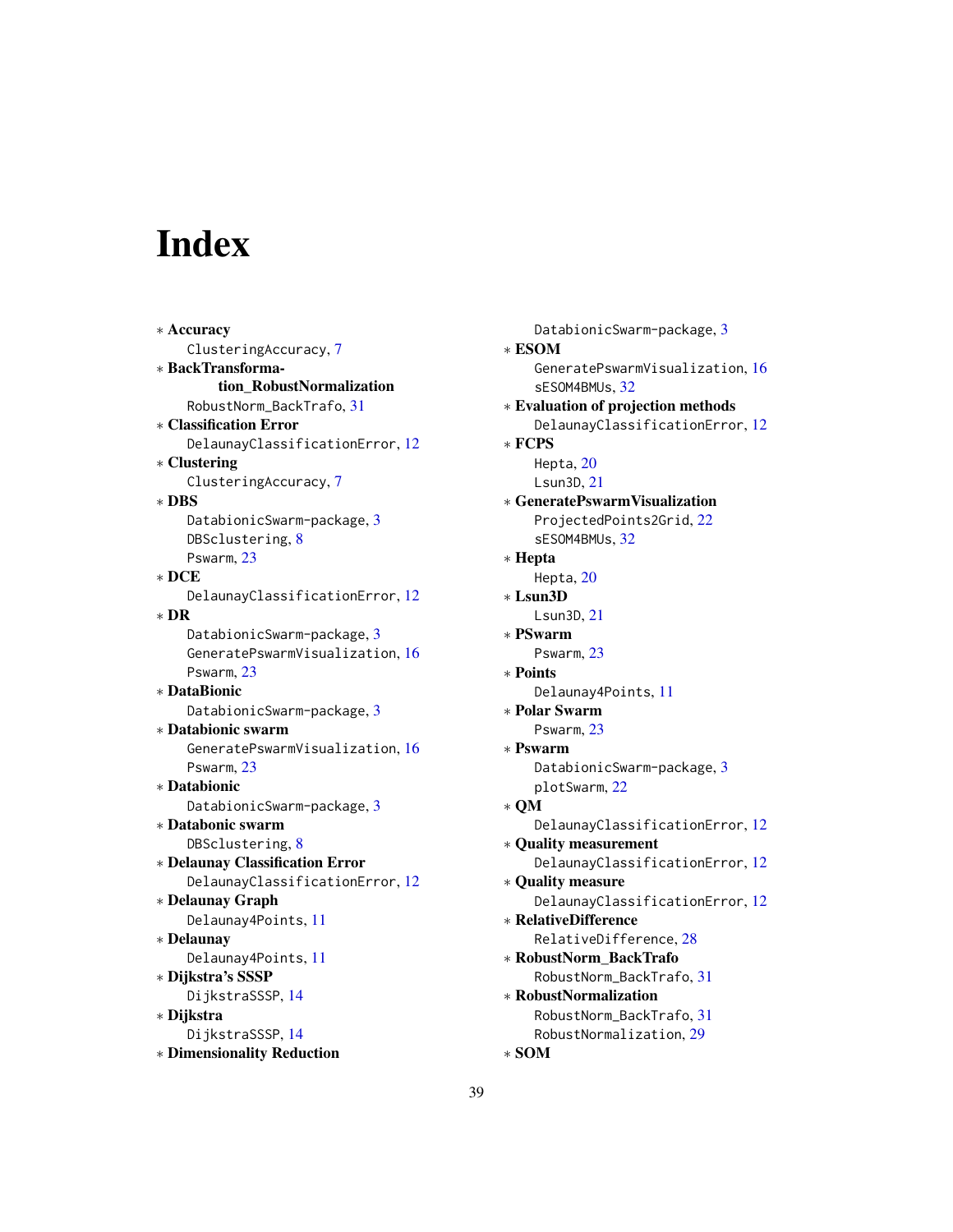# Index

∗ **Accuracy**
  ClusteringAccuracy, 7
∗ **BackTransformation_RobustNormalization**
  RobustNorm_BackTrafo, 31
∗ **Classification Error**
  DelaunayClassificationError, 12
∗ **Clustering**
  ClusteringAccuracy, 7
∗ **DBS**
  DatabionicSwarm-package, 3
  DBSclustering, 8
  Pswarm, 23
∗ **DCE**
  DelaunayClassificationError, 12
∗ **DR**
  DatabionicSwarm-package, 3
  GeneratePswarmVisualization, 16
  Pswarm, 23
∗ **DataBionic**
  DatabionicSwarm-package, 3
∗ **Databionic swarm**
  GeneratePswarmVisualization, 16
  Pswarm, 23
∗ **Databionic**
  DatabionicSwarm-package, 3
∗ **Databonic swarm**
  DBSclustering, 8
∗ **Delaunay Classification Error**
  DelaunayClassificationError, 12
∗ **Delaunay Graph**
  Delaunay4Points, 11
∗ **Delaunay**
  Delaunay4Points, 11
∗ **Dijkstra's SSSP**
  DijkstraSSSP, 14
∗ **Dijkstra**
  DijkstraSSSP, 14
∗ **Dimensionality Reduction**
  DatabionicSwarm-package, 3
∗ **ESOM**
  GeneratePswarmVisualization, 16
  sESOM4BMUs, 32
∗ **Evaluation of projection methods**
  DelaunayClassificationError, 12
∗ **FCPS**
  Hepta, 20
  Lsun3D, 21
∗ **GeneratePswarmVisualization**
  ProjectedPoints2Grid, 22
  sESOM4BMUs, 32
∗ **Hepta**
  Hepta, 20
∗ **Lsun3D**
  Lsun3D, 21
∗ **PSwarm**
  Pswarm, 23
∗ **Points**
  Delaunay4Points, 11
∗ **Polar Swarm**
  Pswarm, 23
∗ **Pswarm**
  DatabionicSwarm-package, 3
  plotSwarm, 22
∗ **QM**
  DelaunayClassificationError, 12
∗ **Quality measurement**
  DelaunayClassificationError, 12
∗ **Quality measure**
  DelaunayClassificationError, 12
∗ **RelativeDifference**
  RelativeDifference, 28
∗ **RobustNorm_BackTrafo**
  RobustNorm_BackTrafo, 31
∗ **RobustNormalization**
  RobustNorm_BackTrafo, 31
  RobustNormalization, 29
∗ **SOM**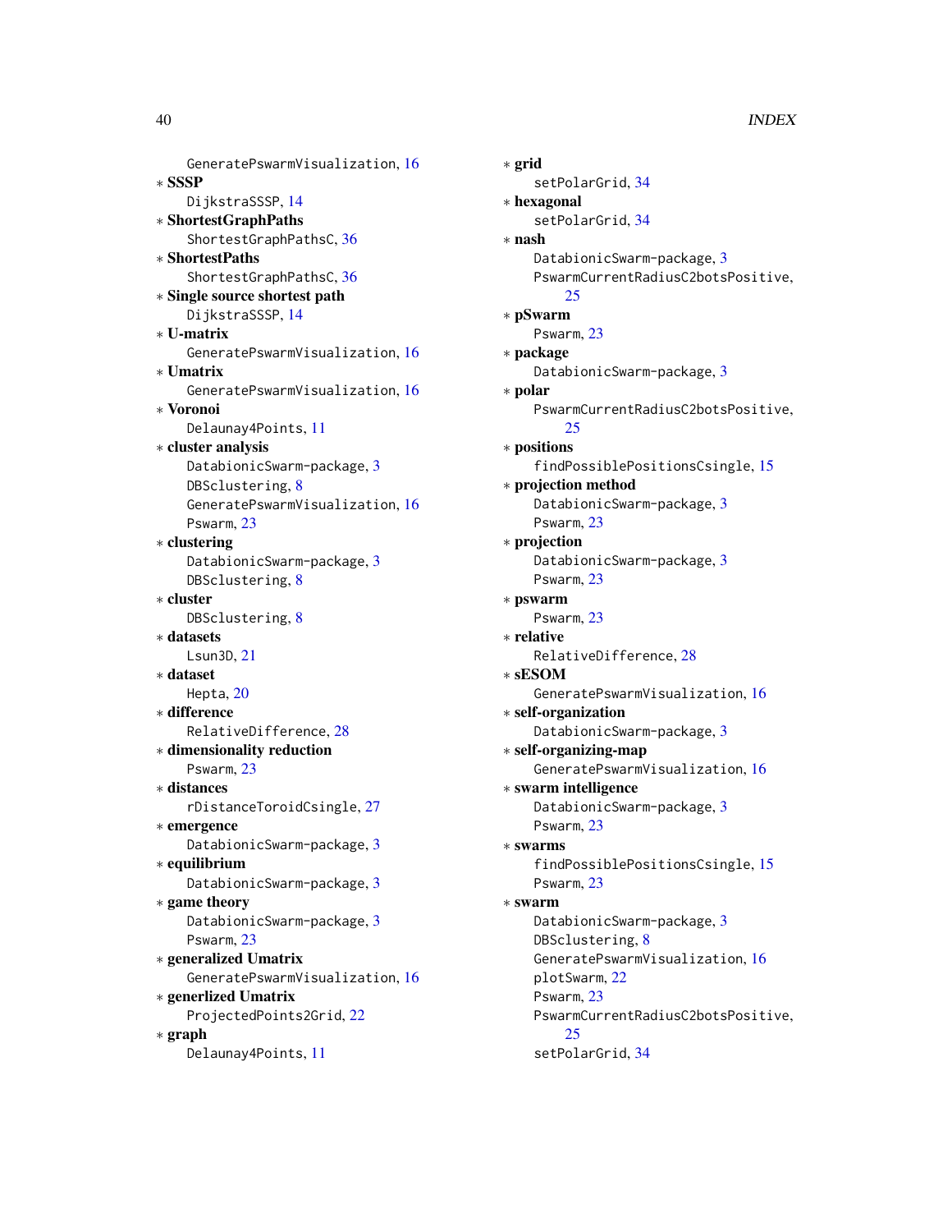GeneratePswarmVisualization, 16

∗ **SSSP**
DijkstraSSSP, 14

∗ **ShortestGraphPaths**
ShortestGraphPathsC, 36

∗ **ShortestPaths**
ShortestGraphPathsC, 36

∗ **Single source shortest path**
DijkstraSSSP, 14

∗ **U-matrix**
GeneratePswarmVisualization, 16

∗ **Umatrix**
GeneratePswarmVisualization, 16

∗ **Voronoi**
Delaunay4Points, 11

∗ **cluster analysis**
DatabionicSwarm-package, 3
DBSclustering, 8
GeneratePswarmVisualization, 16
Pswarm, 23

∗ **clustering**
DatabionicSwarm-package, 3
DBSclustering, 8

∗ **cluster**
DBSclustering, 8

∗ **datasets**
Lsun3D, 21

∗ **dataset**
Hepta, 20

∗ **difference**
RelativeDifference, 28

∗ **dimensionality reduction**
Pswarm, 23

∗ **distances**
rDistanceToroidCsingle, 27

∗ **emergence**
DatabionicSwarm-package, 3

∗ **equilibrium**
DatabionicSwarm-package, 3

∗ **game theory**
DatabionicSwarm-package, 3
Pswarm, 23

∗ **generalized Umatrix**
GeneratePswarmVisualization, 16

∗ **generlized Umatrix**
ProjectedPoints2Grid, 22

∗ **graph**
Delaunay4Points, 11

∗ **grid**
setPolarGrid, 34

∗ **hexagonal**
setPolarGrid, 34

∗ **nash**
DatabionicSwarm-package, 3
PswarmCurrentRadiusC2botsPositive, 25

∗ **pSwarm**
Pswarm, 23

∗ **package**
DatabionicSwarm-package, 3

∗ **polar**
PswarmCurrentRadiusC2botsPositive, 25

∗ **positions**
findPossiblePositionsCsingle, 15

∗ **projection method**
DatabionicSwarm-package, 3
Pswarm, 23

∗ **projection**
DatabionicSwarm-package, 3
Pswarm, 23

∗ **pswarm**
Pswarm, 23

∗ **relative**
RelativeDifference, 28

∗ **sESOM**
GeneratePswarmVisualization, 16

∗ **self-organization**
DatabionicSwarm-package, 3

∗ **self-organizing-map**
GeneratePswarmVisualization, 16

∗ **swarm intelligence**
DatabionicSwarm-package, 3
Pswarm, 23

∗ **swarms**
findPossiblePositionsCsingle, 15
Pswarm, 23

∗ **swarm**
DatabionicSwarm-package, 3
DBSclustering, 8
GeneratePswarmVisualization, 16
plotSwarm, 22
Pswarm, 23
PswarmCurrentRadiusC2botsPositive, 25
setPolarGrid, 34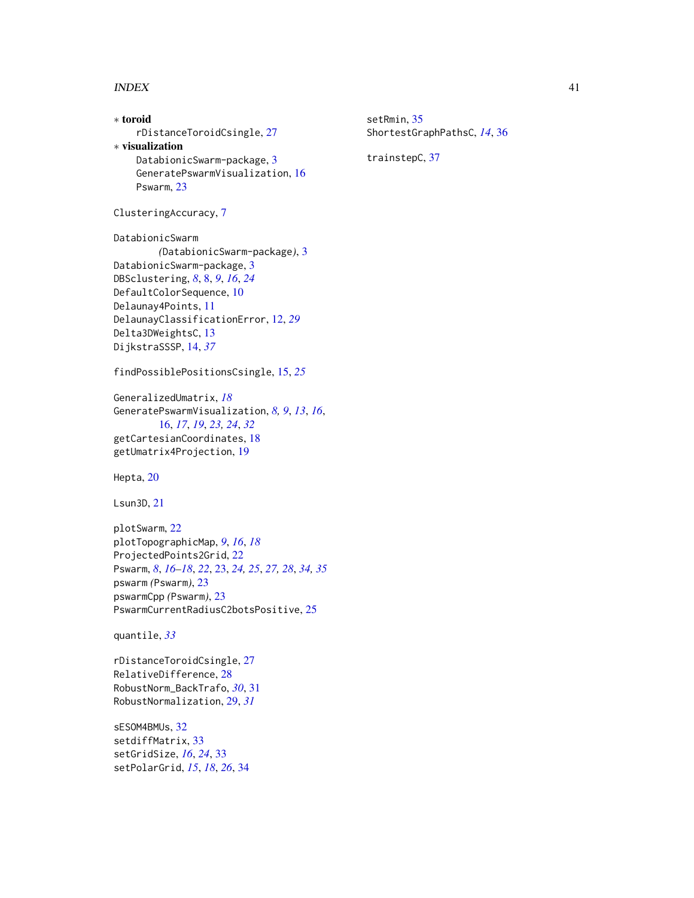∗ **toroid**

rDistanceToroidCsingle, 27

∗ **visualization**

DatabionicSwarm-package, 3
GeneratePswarmVisualization, 16
Pswarm, 23

ClusteringAccuracy, 7

DatabionicSwarm
    *(*DatabionicSwarm-package*)*, 3
DatabionicSwarm-package, 3
DBSclustering, *8*, 8, *9*, *16*, *24*
DefaultColorSequence, 10
Delaunay4Points, 11
DelaunayClassificationError, 12, *29*
Delta3DWeightsC, 13
DijkstraSSSP, 14, *37*

findPossiblePositionsCsingle, 15, *25*

GeneralizedUmatrix, *18*
GeneratePswarmVisualization, *8, 9*, *13*, *16*,
    16, *17*, *19*, *23, 24*, *32*
getCartesianCoordinates, 18
getUmatrix4Projection, 19

Hepta, 20

Lsun3D, 21

plotSwarm, 22
plotTopographicMap, *9*, *16*, *18*
ProjectedPoints2Grid, 22
Pswarm, *8*, *16–18*, *22*, 23, *24, 25*, *27, 28*, *34, 35*
pswarm *(*Pswarm*)*, 23
pswarmCpp *(*Pswarm*)*, 23
PswarmCurrentRadiusC2botsPositive, 25

quantile, *33*

rDistanceToroidCsingle, 27
RelativeDifference, 28
RobustNorm_BackTrafo, *30*, 31
RobustNormalization, 29, *31*

sESOM4BMUs, 32
setdiffMatrix, 33
setGridSize, *16*, *24*, 33
setPolarGrid, *15*, *18*, *26*, 34
setRmin, 35
ShortestGraphPathsC, *14*, 36

trainstepC, 37